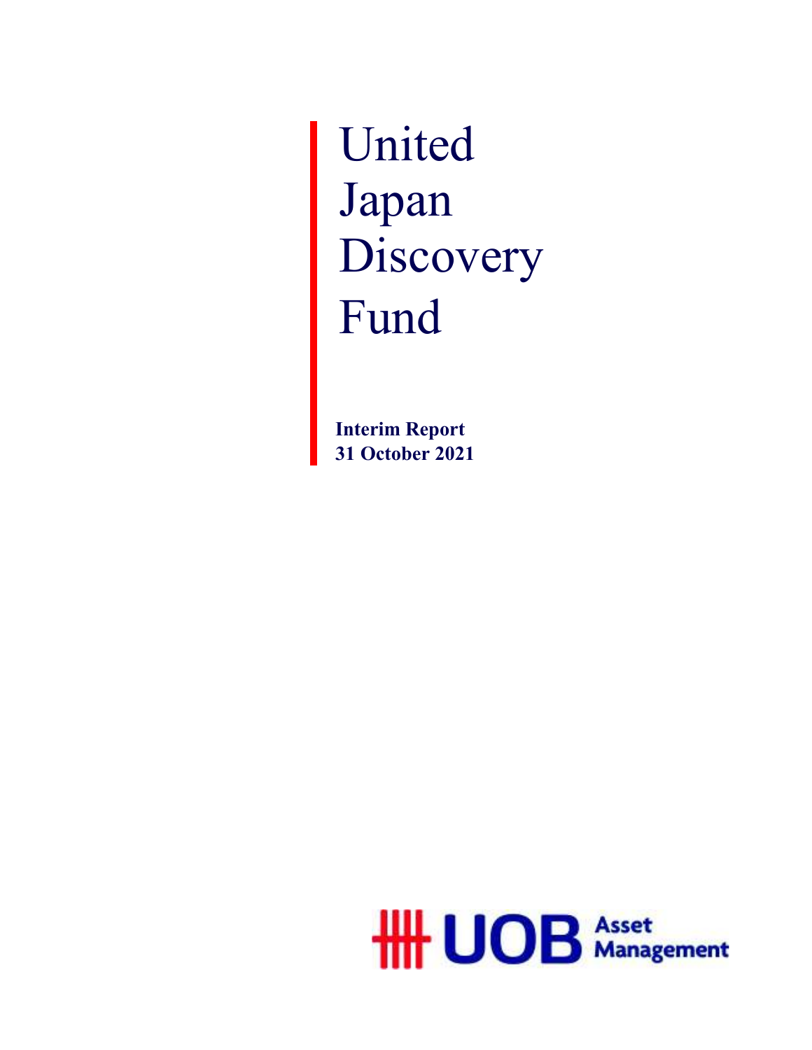# United Japan Discovery Fund

**Interim Report**
**31 October 2021**

UOB Asset Management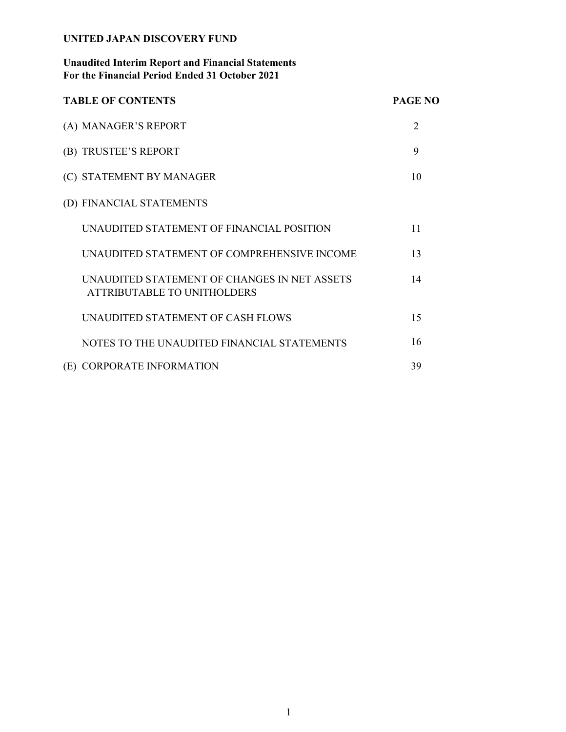**UNITED JAPAN DISCOVERY FUND**

**Unaudited Interim Report and Financial Statements**
**For the Financial Period Ended 31 October 2021**

| TABLE OF CONTENTS | PAGE NO |
|---|---|
| (A) MANAGER'S REPORT | 2 |
| (B) TRUSTEE'S REPORT | 9 |
| (C) STATEMENT BY MANAGER | 10 |
| (D) FINANCIAL STATEMENTS | |
| UNAUDITED STATEMENT OF FINANCIAL POSITION | 11 |
| UNAUDITED STATEMENT OF COMPREHENSIVE INCOME | 13 |
| UNAUDITED STATEMENT OF CHANGES IN NET ASSETS ATTRIBUTABLE TO UNITHOLDERS | 14 |
| UNAUDITED STATEMENT OF CASH FLOWS | 15 |
| NOTES TO THE UNAUDITED FINANCIAL STATEMENTS | 16 |
| (E) CORPORATE INFORMATION | 39 |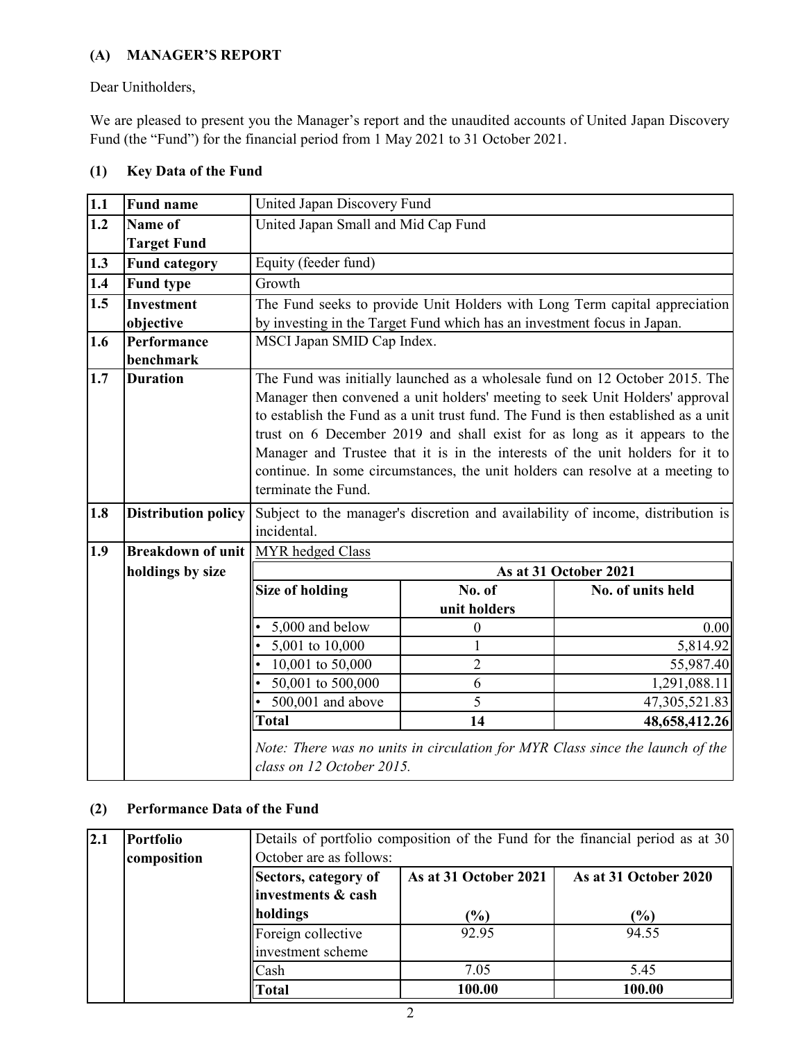## (A) MANAGER'S REPORT

Dear Unitholders,

We are pleased to present you the Manager's report and the unaudited accounts of United Japan Discovery Fund (the "Fund") for the financial period from 1 May 2021 to 31 October 2021.

### (1) Key Data of the Fund

| | | |
|---|---|---|
| **1.1** | **Fund name** | United Japan Discovery Fund |
| **1.2** | **Name of Target Fund** | United Japan Small and Mid Cap Fund |
| **1.3** | **Fund category** | Equity (feeder fund) |
| **1.4** | **Fund type** | Growth |
| **1.5** | **Investment objective** | The Fund seeks to provide Unit Holders with Long Term capital appreciation by investing in the Target Fund which has an investment focus in Japan. |
| **1.6** | **Performance benchmark** | MSCI Japan SMID Cap Index. |
| **1.7** | **Duration** | The Fund was initially launched as a wholesale fund on 12 October 2015. The Manager then convened a unit holders' meeting to seek Unit Holders' approval to establish the Fund as a unit trust fund. The Fund is then established as a unit trust on 6 December 2019 and shall exist for as long as it appears to the Manager and Trustee that it is in the interests of the unit holders for it to continue. In some circumstances, the unit holders can resolve at a meeting to terminate the Fund. |
| **1.8** | **Distribution policy** | Subject to the manager's discretion and availability of income, distribution is incidental. |
| **1.9** | **Breakdown of unit holdings by size** | MYR hedged Class (see table below) |

MYR hedged Class

| | As at 31 October 2021 | |
|---|---|---|
| **Size of holding** | **No. of unit holders** | **No. of units held** |
| • 5,000 and below | 0 | 0.00 |
| • 5,001 to 10,000 | 1 | 5,814.92 |
| • 10,001 to 50,000 | 2 | 55,987.40 |
| • 50,001 to 500,000 | 6 | 1,291,088.11 |
| • 500,001 and above | 5 | 47,305,521.83 |
| **Total** | **14** | **48,658,412.26** |

*Note: There was no units in circulation for MYR Class since the launch of the class on 12 October 2015.*

### (2) Performance Data of the Fund

**2.1 Portfolio composition**

Details of portfolio composition of the Fund for the financial period as at 30 October are as follows:

| Sectors, category of investments & cash holdings | As at 31 October 2021 (%) | As at 31 October 2020 (%) |
|---|---|---|
| Foreign collective investment scheme | 92.95 | 94.55 |
| Cash | 7.05 | 5.45 |
| **Total** | **100.00** | **100.00** |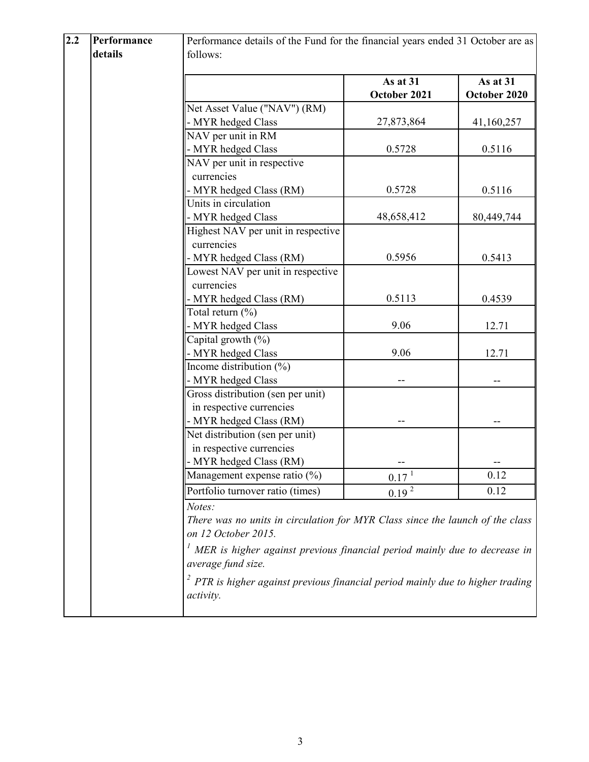**2.2 Performance details**

Performance details of the Fund for the financial years ended 31 October are as follows:

| | As at 31 October 2021 | As at 31 October 2020 |
|---|---|---|
| Net Asset Value ("NAV") (RM) - MYR hedged Class | 27,873,864 | 41,160,257 |
| NAV per unit in RM - MYR hedged Class | 0.5728 | 0.5116 |
| NAV per unit in respective currencies - MYR hedged Class (RM) | 0.5728 | 0.5116 |
| Units in circulation - MYR hedged Class | 48,658,412 | 80,449,744 |
| Highest NAV per unit in respective currencies - MYR hedged Class (RM) | 0.5956 | 0.5413 |
| Lowest NAV per unit in respective currencies - MYR hedged Class (RM) | 0.5113 | 0.4539 |
| Total return (%) - MYR hedged Class | 9.06 | 12.71 |
| Capital growth (%) - MYR hedged Class | 9.06 | 12.71 |
| Income distribution (%) - MYR hedged Class | -- | -- |
| Gross distribution (sen per unit) in respective currencies - MYR hedged Class (RM) | -- | -- |
| Net distribution (sen per unit) in respective currencies - MYR hedged Class (RM) | -- | -- |
| Management expense ratio (%) | 0.17 [1] | 0.12 |
| Portfolio turnover ratio (times) | 0.19 [2] | 0.12 |

*Notes:*

*There was no units in circulation for MYR Class since the launch of the class on 12 October 2015.*

[1] *MER is higher against previous financial period mainly due to decrease in average fund size.*

[2] *PTR is higher against previous financial period mainly due to higher trading activity.*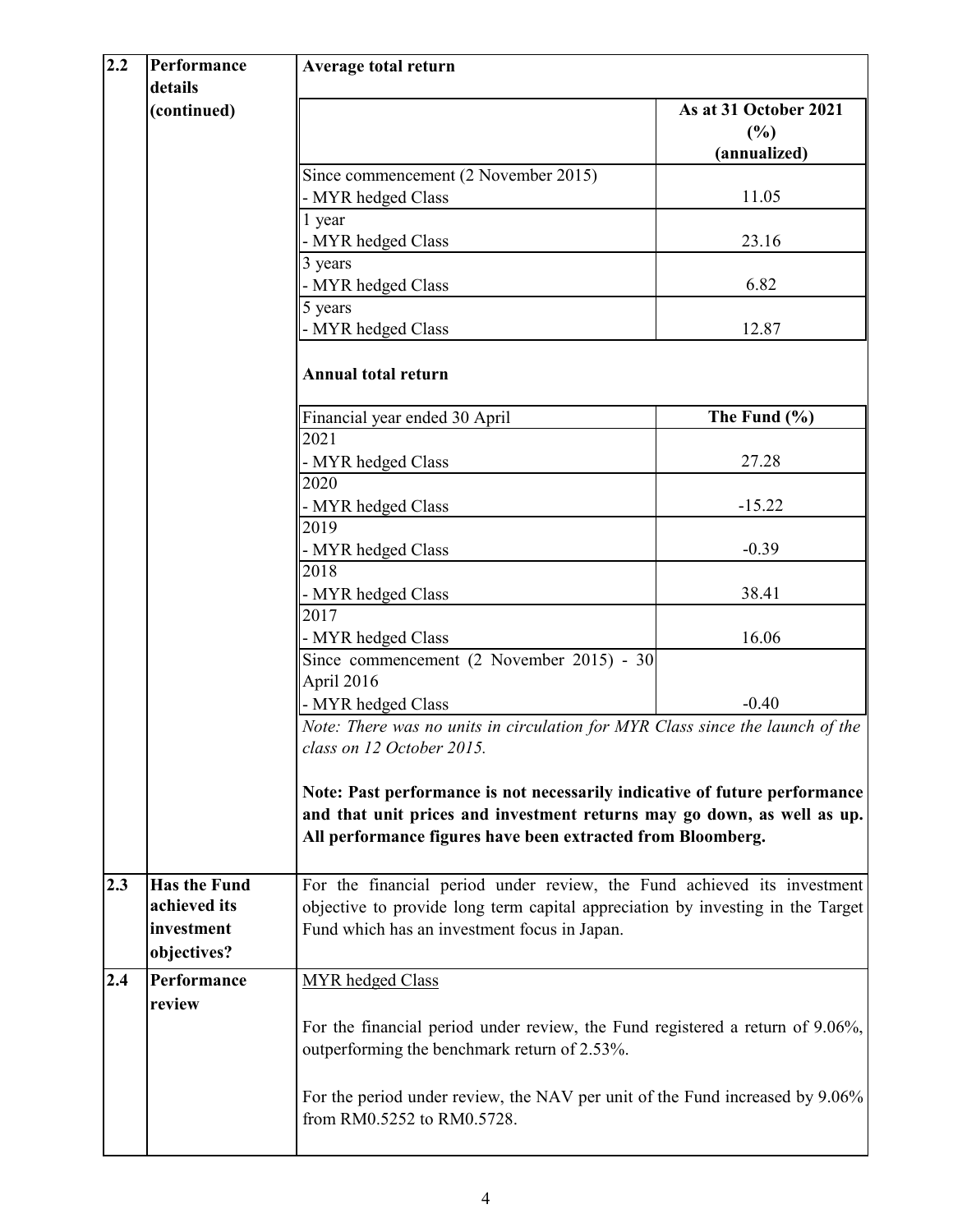## 2.2 Performance details (continued)

**Average total return**

| | **As at 31 October 2021 (%) (annualized)** |
|---|---|
| Since commencement (2 November 2015)<br>- MYR hedged Class | 11.05 |
| 1 year<br>- MYR hedged Class | 23.16 |
| 3 years<br>- MYR hedged Class | 6.82 |
| 5 years<br>- MYR hedged Class | 12.87 |

**Annual total return**

| Financial year ended 30 April | **The Fund (%)** |
|---|---|
| 2021<br>- MYR hedged Class | 27.28 |
| 2020<br>- MYR hedged Class | -15.22 |
| 2019<br>- MYR hedged Class | -0.39 |
| 2018<br>- MYR hedged Class | 38.41 |
| 2017<br>- MYR hedged Class | 16.06 |
| Since commencement (2 November 2015) - 30 April 2016<br>- MYR hedged Class | -0.40 |

*Note: There was no units in circulation for MYR Class since the launch of the class on 12 October 2015.*

**Note: Past performance is not necessarily indicative of future performance and that unit prices and investment returns may go down, as well as up. All performance figures have been extracted from Bloomberg.**

## 2.3 Has the Fund achieved its investment objectives?

For the financial period under review, the Fund achieved its investment objective to provide long term capital appreciation by investing in the Target Fund which has an investment focus in Japan.

## 2.4 Performance review

MYR hedged Class

For the financial period under review, the Fund registered a return of 9.06%, outperforming the benchmark return of 2.53%.

For the period under review, the NAV per unit of the Fund increased by 9.06% from RM0.5252 to RM0.5728.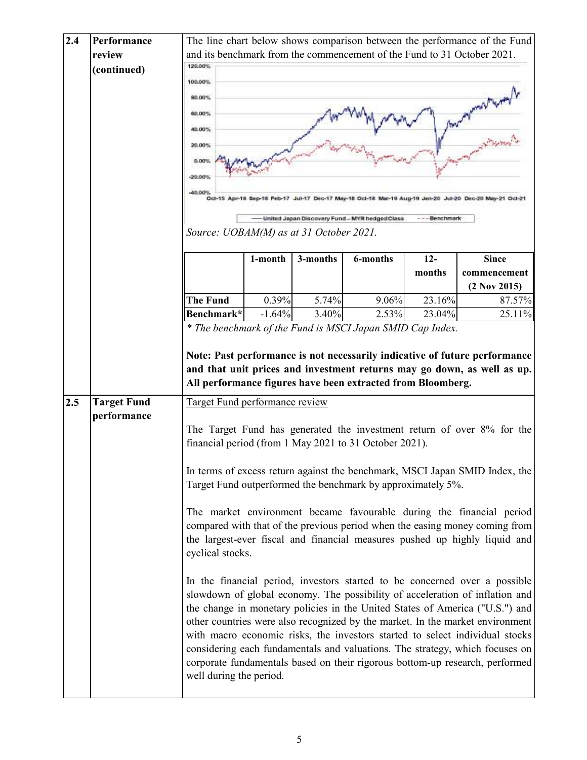## 2.4 Performance review (continued)

The line chart below shows comparison between the performance of the Fund and its benchmark from the commencement of the Fund to 31 October 2021.

*Source: UOBAM(M) as at 31 October 2021.*

| | 1-month | 3-months | 6-months | 12-months | Since commencement (2 Nov 2015) |
|---|---|---|---|---|---|
| **The Fund** | 0.39% | 5.74% | 9.06% | 23.16% | 87.57% |
| **Benchmark*** | -1.64% | 3.40% | 2.53% | 23.04% | 25.11% |

*\* The benchmark of the Fund is MSCI Japan SMID Cap Index.*

**Note: Past performance is not necessarily indicative of future performance and that unit prices and investment returns may go down, as well as up. All performance figures have been extracted from Bloomberg.**

## 2.5 Target Fund performance

Target Fund performance review

The Target Fund has generated the investment return of over 8% for the financial period (from 1 May 2021 to 31 October 2021).

In terms of excess return against the benchmark, MSCI Japan SMID Index, the Target Fund outperformed the benchmark by approximately 5%.

The market environment became favourable during the financial period compared with that of the previous period when the easing money coming from the largest-ever fiscal and financial measures pushed up highly liquid and cyclical stocks.

In the financial period, investors started to be concerned over a possible slowdown of global economy. The possibility of acceleration of inflation and the change in monetary policies in the United States of America ("U.S.") and other countries were also recognized by the market. In the market environment with macro economic risks, the investors started to select individual stocks considering each fundamentals and valuations. The strategy, which focuses on corporate fundamentals based on their rigorous bottom-up research, performed well during the period.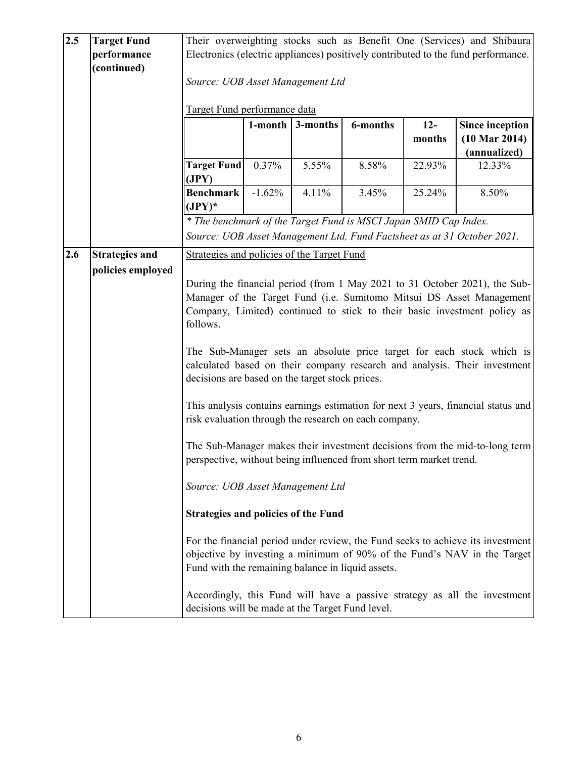## 2.5 Target Fund performance (continued)

Their overweighting stocks such as Benefit One (Services) and Shibaura Electronics (electric appliances) positively contributed to the fund performance.

*Source: UOB Asset Management Ltd*

Target Fund performance data

| | 1-month | 3-months | 6-months | 12-months | Since inception (10 Mar 2014) (annualized) |
|---|---|---|---|---|---|
| **Target Fund (JPY)** | 0.37% | 5.55% | 8.58% | 22.93% | 12.33% |
| **Benchmark (JPY)*** | -1.62% | 4.11% | 3.45% | 25.24% | 8.50% |

*\* The benchmark of the Target Fund is MSCI Japan SMID Cap Index.*

*Source: UOB Asset Management Ltd, Fund Factsheet as at 31 October 2021.*

## 2.6 Strategies and policies employed

Strategies and policies of the Target Fund

During the financial period (from 1 May 2021 to 31 October 2021), the Sub-Manager of the Target Fund (i.e. Sumitomo Mitsui DS Asset Management Company, Limited) continued to stick to their basic investment policy as follows.

The Sub-Manager sets an absolute price target for each stock which is calculated based on their company research and analysis. Their investment decisions are based on the target stock prices.

This analysis contains earnings estimation for next 3 years, financial status and risk evaluation through the research on each company.

The Sub-Manager makes their investment decisions from the mid-to-long term perspective, without being influenced from short term market trend.

*Source: UOB Asset Management Ltd*

**Strategies and policies of the Fund**

For the financial period under review, the Fund seeks to achieve its investment objective by investing a minimum of 90% of the Fund's NAV in the Target Fund with the remaining balance in liquid assets.

Accordingly, this Fund will have a passive strategy as all the investment decisions will be made at the Target Fund level.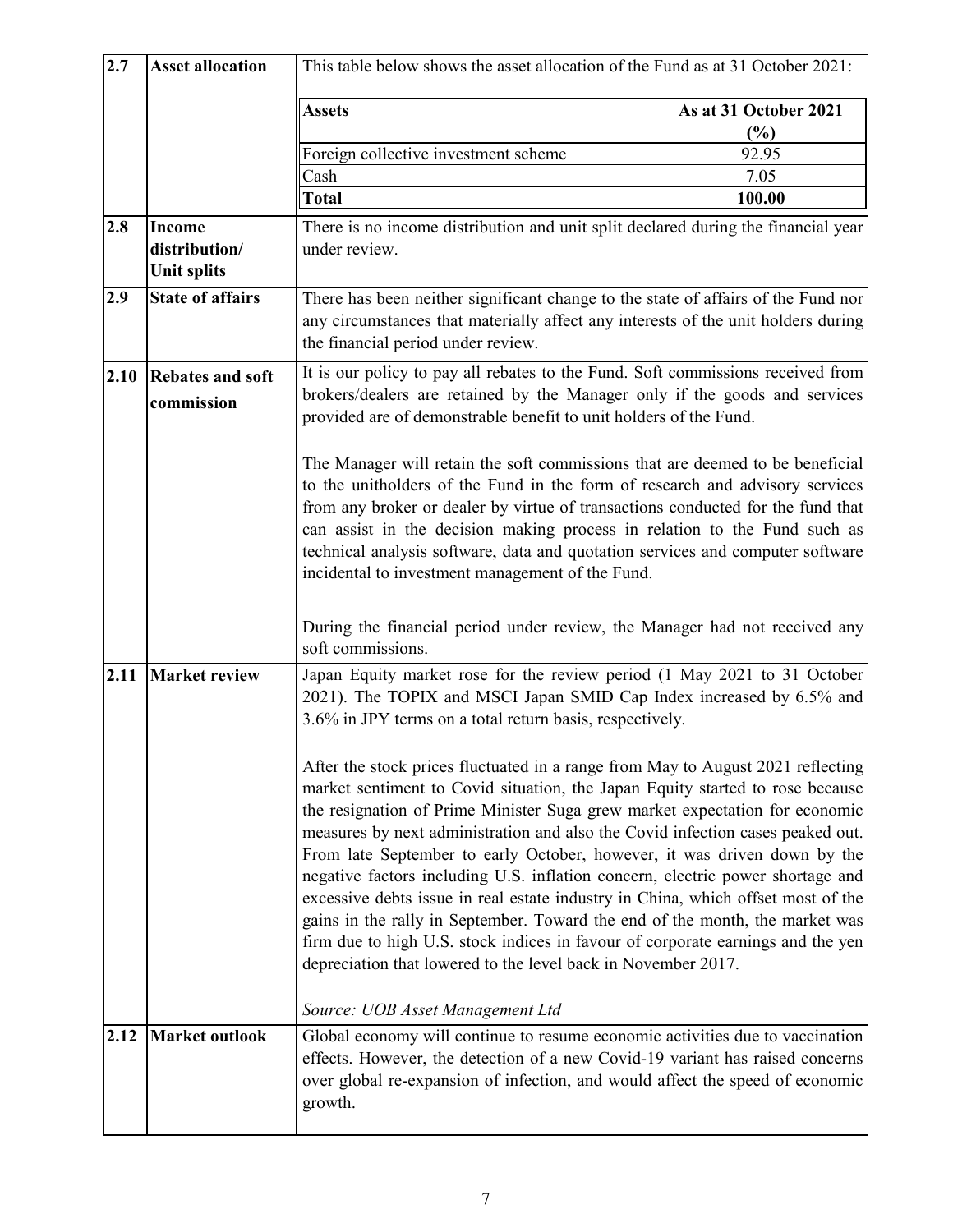| | | |
|---|---|---|
| **2.7** | **Asset allocation** | This table below shows the asset allocation of the Fund as at 31 October 2021:<br><br>**Assets** — **As at 31 October 2021 (%)**<br>Foreign collective investment scheme — 92.95<br>Cash — 7.05<br>**Total** — **100.00** |
| **2.8** | **Income distribution/ Unit splits** | There is no income distribution and unit split declared during the financial year under review. |
| **2.9** | **State of affairs** | There has been neither significant change to the state of affairs of the Fund nor any circumstances that materially affect any interests of the unit holders during the financial period under review. |
| **2.10** | **Rebates and soft commission** | It is our policy to pay all rebates to the Fund. Soft commissions received from brokers/dealers are retained by the Manager only if the goods and services provided are of demonstrable benefit to unit holders of the Fund.<br><br>The Manager will retain the soft commissions that are deemed to be beneficial to the unitholders of the Fund in the form of research and advisory services from any broker or dealer by virtue of transactions conducted for the fund that can assist in the decision making process in relation to the Fund such as technical analysis software, data and quotation services and computer software incidental to investment management of the Fund.<br><br>During the financial period under review, the Manager had not received any soft commissions. |
| **2.11** | **Market review** | Japan Equity market rose for the review period (1 May 2021 to 31 October 2021). The TOPIX and MSCI Japan SMID Cap Index increased by 6.5% and 3.6% in JPY terms on a total return basis, respectively.<br><br>After the stock prices fluctuated in a range from May to August 2021 reflecting market sentiment to Covid situation, the Japan Equity started to rose because the resignation of Prime Minister Suga grew market expectation for economic measures by next administration and also the Covid infection cases peaked out. From late September to early October, however, it was driven down by the negative factors including U.S. inflation concern, electric power shortage and excessive debts issue in real estate industry in China, which offset most of the gains in the rally in September. Toward the end of the month, the market was firm due to high U.S. stock indices in favour of corporate earnings and the yen depreciation that lowered to the level back in November 2017.<br><br>*Source: UOB Asset Management Ltd* |
| **2.12** | **Market outlook** | Global economy will continue to resume economic activities due to vaccination effects. However, the detection of a new Covid-19 variant has raised concerns over global re-expansion of infection, and would affect the speed of economic growth. |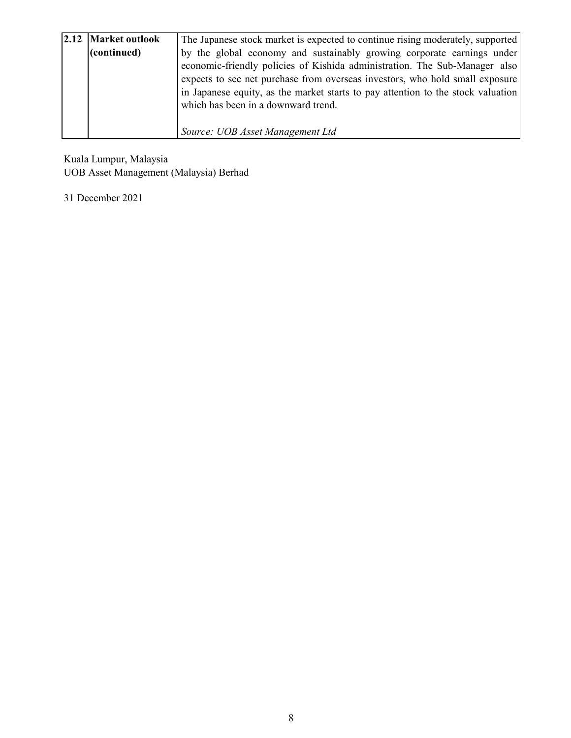| | | |
|---|---|---|
| **2.12** | **Market outlook (continued)** | The Japanese stock market is expected to continue rising moderately, supported by the global economy and sustainably growing corporate earnings under economic-friendly policies of Kishida administration. The Sub-Manager also expects to see net purchase from overseas investors, who hold small exposure in Japanese equity, as the market starts to pay attention to the stock valuation which has been in a downward trend.<br><br>*Source: UOB Asset Management Ltd* |

Kuala Lumpur, Malaysia
UOB Asset Management (Malaysia) Berhad

31 December 2021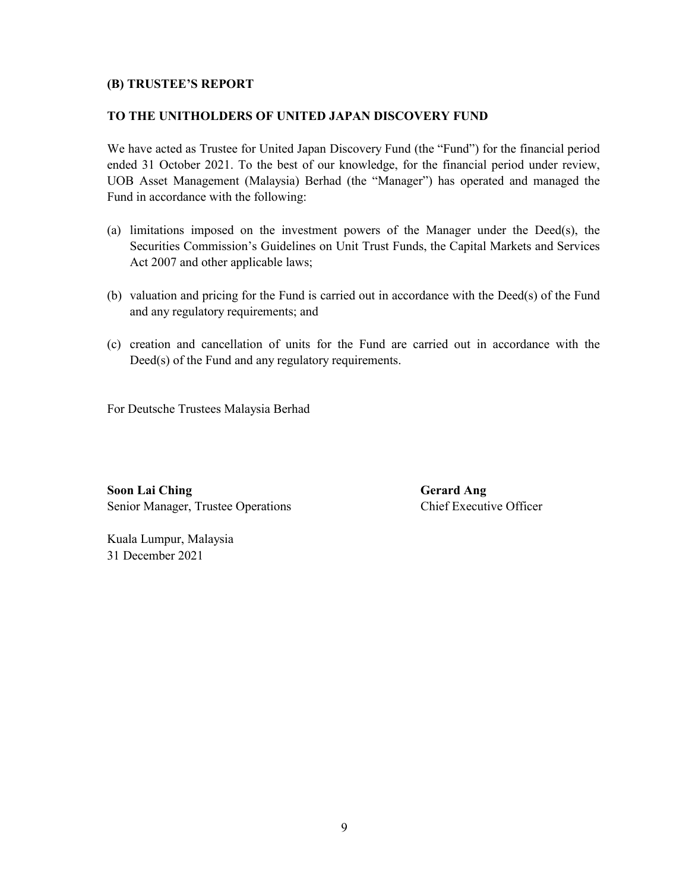## (B) TRUSTEE'S REPORT

### TO THE UNITHOLDERS OF UNITED JAPAN DISCOVERY FUND

We have acted as Trustee for United Japan Discovery Fund (the "Fund") for the financial period ended 31 October 2021. To the best of our knowledge, for the financial period under review, UOB Asset Management (Malaysia) Berhad (the "Manager") has operated and managed the Fund in accordance with the following:

(a) limitations imposed on the investment powers of the Manager under the Deed(s), the Securities Commission's Guidelines on Unit Trust Funds, the Capital Markets and Services Act 2007 and other applicable laws;

(b) valuation and pricing for the Fund is carried out in accordance with the Deed(s) of the Fund and any regulatory requirements; and

(c) creation and cancellation of units for the Fund are carried out in accordance with the Deed(s) of the Fund and any regulatory requirements.

For Deutsche Trustees Malaysia Berhad

**Soon Lai Ching**
Senior Manager, Trustee Operations

**Gerard Ang**
Chief Executive Officer

Kuala Lumpur, Malaysia
31 December 2021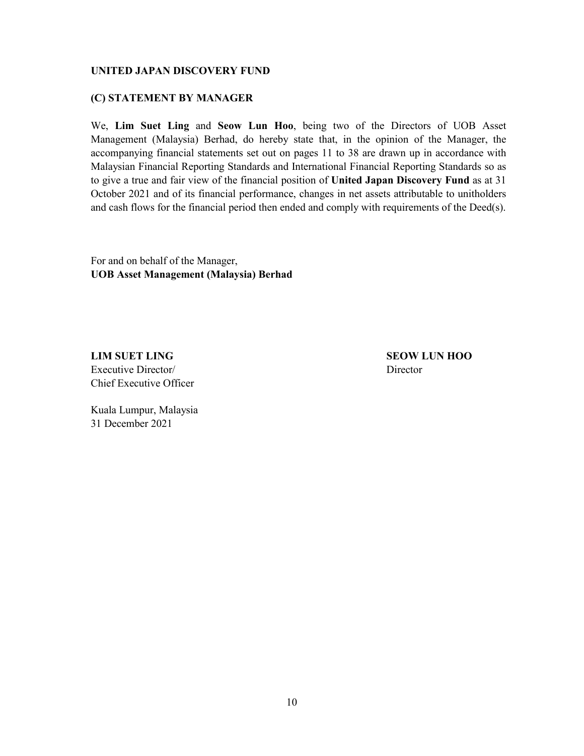**UNITED JAPAN DISCOVERY FUND**

## (C) STATEMENT BY MANAGER

We, **Lim Suet Ling** and **Seow Lun Hoo**, being two of the Directors of UOB Asset Management (Malaysia) Berhad, do hereby state that, in the opinion of the Manager, the accompanying financial statements set out on pages 11 to 38 are drawn up in accordance with Malaysian Financial Reporting Standards and International Financial Reporting Standards so as to give a true and fair view of the financial position of **United Japan Discovery Fund** as at 31 October 2021 and of its financial performance, changes in net assets attributable to unitholders and cash flows for the financial period then ended and comply with requirements of the Deed(s).

For and on behalf of the Manager,
**UOB Asset Management (Malaysia) Berhad**

**LIM SUET LING**
Executive Director/
Chief Executive Officer

**SEOW LUN HOO**
Director

Kuala Lumpur, Malaysia
31 December 2021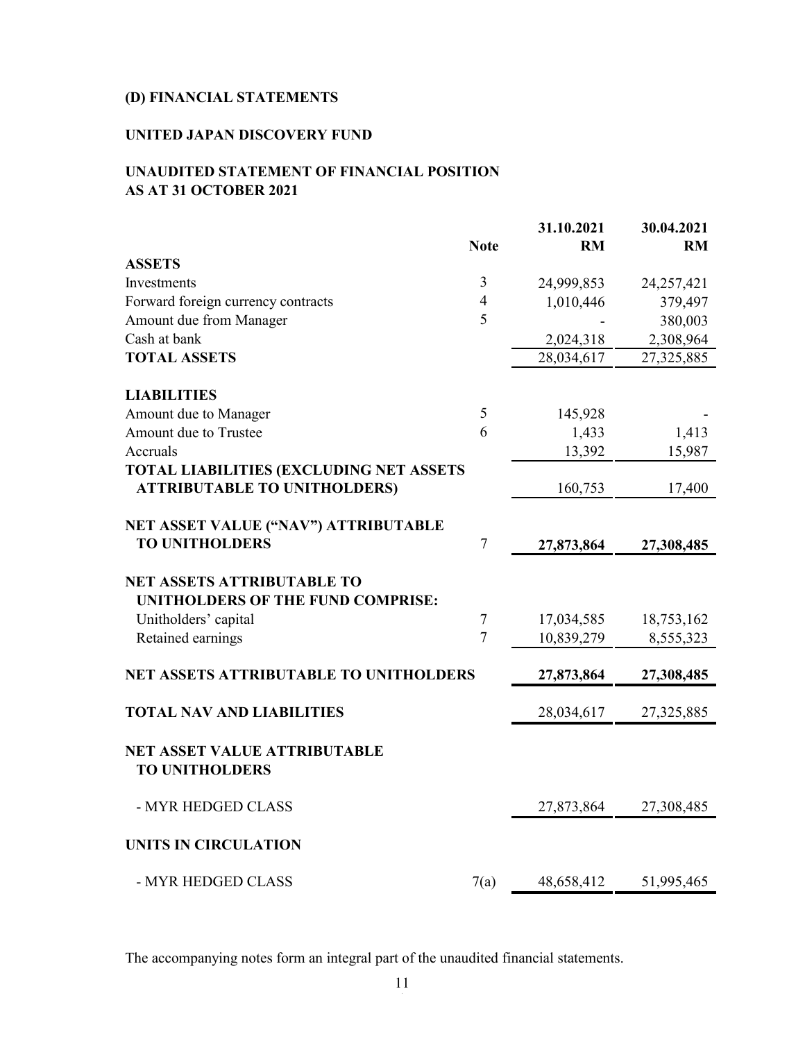**(D) FINANCIAL STATEMENTS**

**UNITED JAPAN DISCOVERY FUND**

**UNAUDITED STATEMENT OF FINANCIAL POSITION**
**AS AT 31 OCTOBER 2021**

| | Note | 31.10.2021 RM | 30.04.2021 RM |
|---|---|---|---|
| **ASSETS** | | | |
| Investments | 3 | 24,999,853 | 24,257,421 |
| Forward foreign currency contracts | 4 | 1,010,446 | 379,497 |
| Amount due from Manager | 5 | - | 380,003 |
| Cash at bank | | 2,024,318 | 2,308,964 |
| **TOTAL ASSETS** | | 28,034,617 | 27,325,885 |
| | | | |
| **LIABILITIES** | | | |
| Amount due to Manager | 5 | 145,928 | - |
| Amount due to Trustee | 6 | 1,433 | 1,413 |
| Accruals | | 13,392 | 15,987 |
| **TOTAL LIABILITIES (EXCLUDING NET ASSETS ATTRIBUTABLE TO UNITHOLDERS)** | | 160,753 | 17,400 |
| | | | |
| **NET ASSET VALUE ("NAV") ATTRIBUTABLE TO UNITHOLDERS** | 7 | **27,873,864** | **27,308,485** |
| | | | |
| **NET ASSETS ATTRIBUTABLE TO UNITHOLDERS OF THE FUND COMPRISE:** | | | |
| Unitholders' capital | 7 | 17,034,585 | 18,753,162 |
| Retained earnings | 7 | 10,839,279 | 8,555,323 |
| | | | |
| **NET ASSETS ATTRIBUTABLE TO UNITHOLDERS** | | **27,873,864** | **27,308,485** |
| | | | |
| **TOTAL NAV AND LIABILITIES** | | 28,034,617 | 27,325,885 |
| | | | |
| **NET ASSET VALUE ATTRIBUTABLE TO UNITHOLDERS** | | | |
| - MYR HEDGED CLASS | | 27,873,864 | 27,308,485 |
| | | | |
| **UNITS IN CIRCULATION** | | | |
| - MYR HEDGED CLASS | 7(a) | 48,658,412 | 51,995,465 |

The accompanying notes form an integral part of the unaudited financial statements.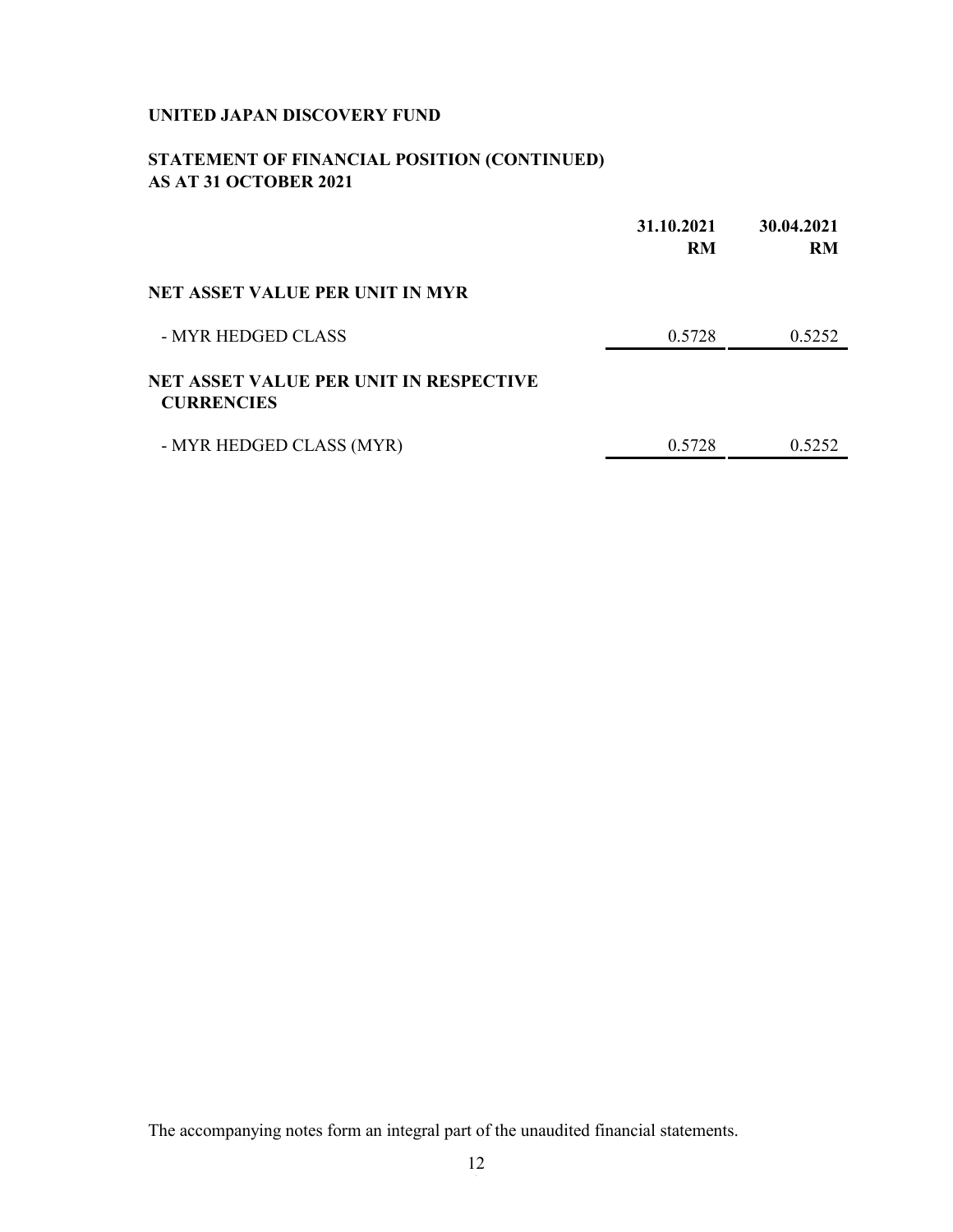**UNITED JAPAN DISCOVERY FUND**

**STATEMENT OF FINANCIAL POSITION (CONTINUED)**
**AS AT 31 OCTOBER 2021**

| | 31.10.2021 RM | 30.04.2021 RM |
|---|---|---|
| **NET ASSET VALUE PER UNIT IN MYR** | | |
| - MYR HEDGED CLASS | 0.5728 | 0.5252 |
| **NET ASSET VALUE PER UNIT IN RESPECTIVE CURRENCIES** | | |
| - MYR HEDGED CLASS (MYR) | 0.5728 | 0.5252 |

The accompanying notes form an integral part of the unaudited financial statements.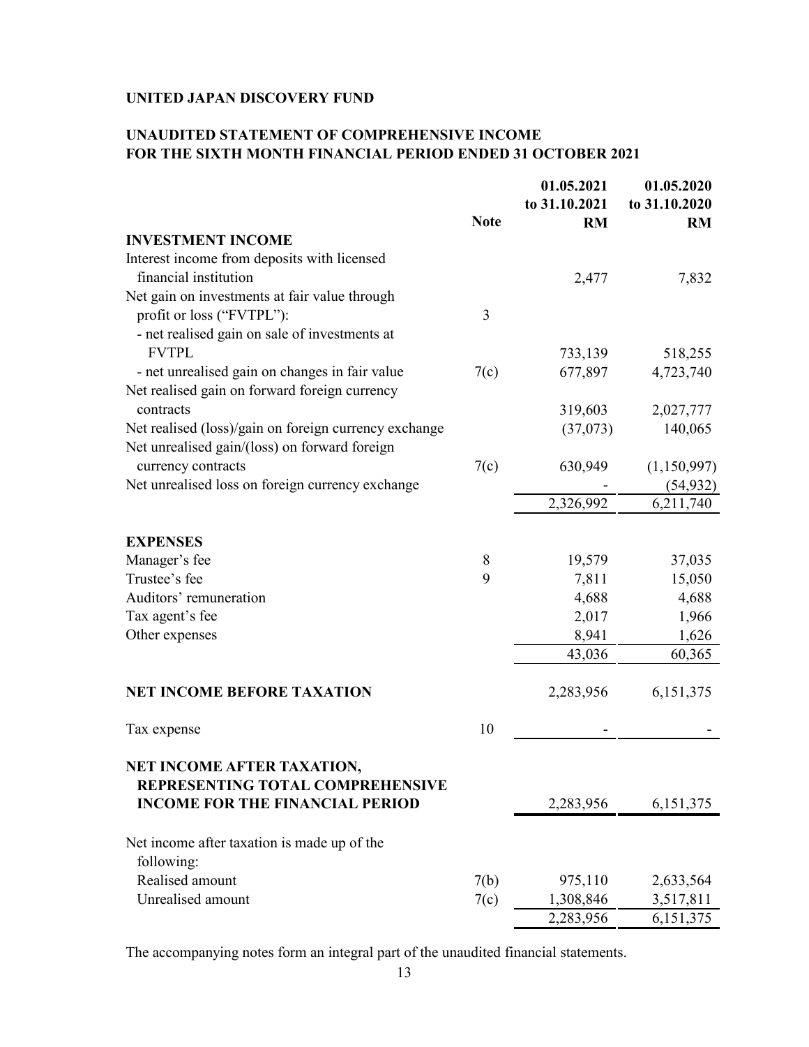# UNITED JAPAN DISCOVERY FUND

## UNAUDITED STATEMENT OF COMPREHENSIVE INCOME FOR THE SIXTH MONTH FINANCIAL PERIOD ENDED 31 OCTOBER 2021

| | Note | 01.05.2021 to 31.10.2021 RM | 01.05.2020 to 31.10.2020 RM |
|---|---|---|---|
| **INVESTMENT INCOME** | | | |
| Interest income from deposits with licensed financial institution | | 2,477 | 7,832 |
| Net gain on investments at fair value through profit or loss ("FVTPL"): | 3 | | |
| - net realised gain on sale of investments at FVTPL | | 733,139 | 518,255 |
| - net unrealised gain on changes in fair value | 7(c) | 677,897 | 4,723,740 |
| Net realised gain on forward foreign currency contracts | | 319,603 | 2,027,777 |
| Net realised (loss)/gain on foreign currency exchange | | (37,073) | 140,065 |
| Net unrealised gain/(loss) on forward foreign currency contracts | 7(c) | 630,949 | (1,150,997) |
| Net unrealised loss on foreign currency exchange | | - | (54,932) |
| | | 2,326,992 | 6,211,740 |
| **EXPENSES** | | | |
| Manager's fee | 8 | 19,579 | 37,035 |
| Trustee's fee | 9 | 7,811 | 15,050 |
| Auditors' remuneration | | 4,688 | 4,688 |
| Tax agent's fee | | 2,017 | 1,966 |
| Other expenses | | 8,941 | 1,626 |
| | | 43,036 | 60,365 |
| **NET INCOME BEFORE TAXATION** | | 2,283,956 | 6,151,375 |
| Tax expense | 10 | - | - |
| **NET INCOME AFTER TAXATION, REPRESENTING TOTAL COMPREHENSIVE INCOME FOR THE FINANCIAL PERIOD** | | 2,283,956 | 6,151,375 |
| Net income after taxation is made up of the following: | | | |
| Realised amount | 7(b) | 975,110 | 2,633,564 |
| Unrealised amount | 7(c) | 1,308,846 | 3,517,811 |
| | | 2,283,956 | 6,151,375 |

The accompanying notes form an integral part of the unaudited financial statements.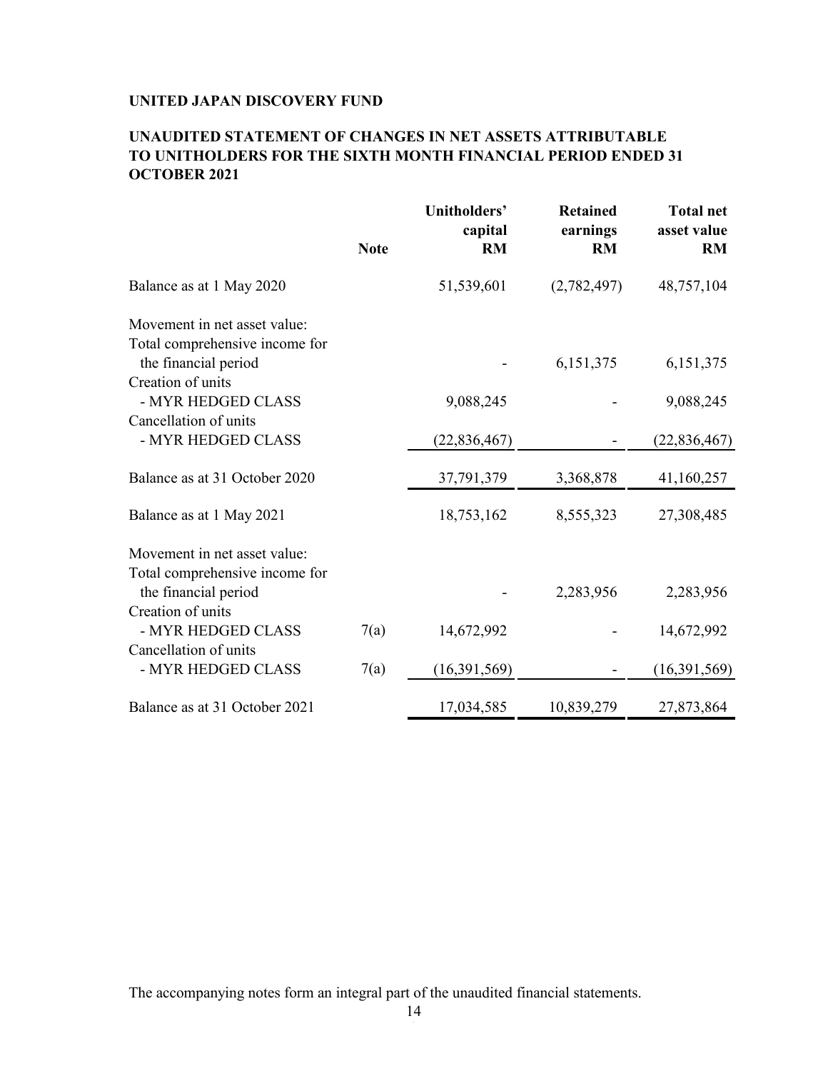**UNITED JAPAN DISCOVERY FUND**

**UNAUDITED STATEMENT OF CHANGES IN NET ASSETS ATTRIBUTABLE TO UNITHOLDERS FOR THE SIXTH MONTH FINANCIAL PERIOD ENDED 31 OCTOBER 2021**

| | Note | Unitholders' capital RM | Retained earnings RM | Total net asset value RM |
|---|---|---|---|---|
| Balance as at 1 May 2020 | | 51,539,601 | (2,782,497) | 48,757,104 |
| Movement in net asset value: | | | | |
| Total comprehensive income for the financial period | | - | 6,151,375 | 6,151,375 |
| Creation of units | | | | |
| - MYR HEDGED CLASS | | 9,088,245 | - | 9,088,245 |
| Cancellation of units | | | | |
| - MYR HEDGED CLASS | | (22,836,467) | - | (22,836,467) |
| Balance as at 31 October 2020 | | 37,791,379 | 3,368,878 | 41,160,257 |
| Balance as at 1 May 2021 | | 18,753,162 | 8,555,323 | 27,308,485 |
| Movement in net asset value: | | | | |
| Total comprehensive income for the financial period | | - | 2,283,956 | 2,283,956 |
| Creation of units | | | | |
| - MYR HEDGED CLASS | 7(a) | 14,672,992 | - | 14,672,992 |
| Cancellation of units | | | | |
| - MYR HEDGED CLASS | 7(a) | (16,391,569) | - | (16,391,569) |
| Balance as at 31 October 2021 | | 17,034,585 | 10,839,279 | 27,873,864 |

The accompanying notes form an integral part of the unaudited financial statements.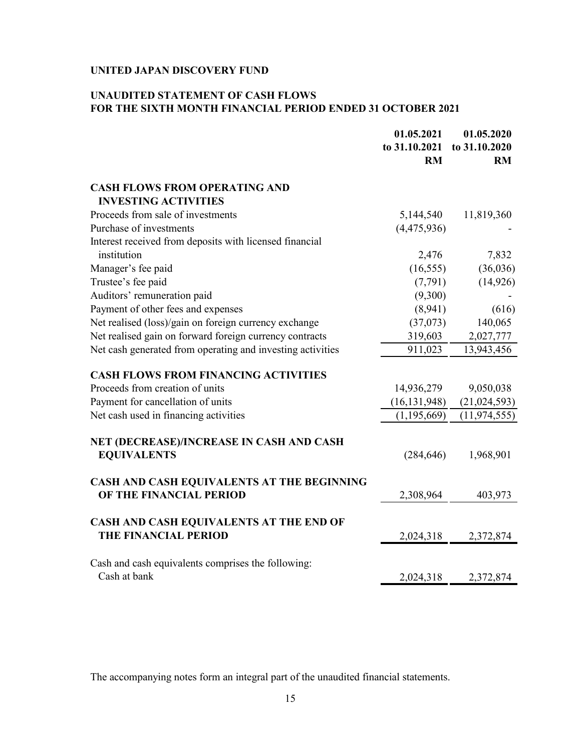**UNITED JAPAN DISCOVERY FUND**

**UNAUDITED STATEMENT OF CASH FLOWS**
**FOR THE SIXTH MONTH FINANCIAL PERIOD ENDED 31 OCTOBER 2021**

| | 01.05.2021 to 31.10.2021 RM | 01.05.2020 to 31.10.2020 RM |
|---|---|---|
| **CASH FLOWS FROM OPERATING AND INVESTING ACTIVITIES** | | |
| Proceeds from sale of investments | 5,144,540 | 11,819,360 |
| Purchase of investments | (4,475,936) | - |
| Interest received from deposits with licensed financial institution | 2,476 | 7,832 |
| Manager's fee paid | (16,555) | (36,036) |
| Trustee's fee paid | (7,791) | (14,926) |
| Auditors' remuneration paid | (9,300) | - |
| Payment of other fees and expenses | (8,941) | (616) |
| Net realised (loss)/gain on foreign currency exchange | (37,073) | 140,065 |
| Net realised gain on forward foreign currency contracts | 319,603 | 2,027,777 |
| Net cash generated from operating and investing activities | 911,023 | 13,943,456 |
| **CASH FLOWS FROM FINANCING ACTIVITIES** | | |
| Proceeds from creation of units | 14,936,279 | 9,050,038 |
| Payment for cancellation of units | (16,131,948) | (21,024,593) |
| Net cash used in financing activities | (1,195,669) | (11,974,555) |
| **NET (DECREASE)/INCREASE IN CASH AND CASH EQUIVALENTS** | (284,646) | 1,968,901 |
| **CASH AND CASH EQUIVALENTS AT THE BEGINNING OF THE FINANCIAL PERIOD** | 2,308,964 | 403,973 |
| **CASH AND CASH EQUIVALENTS AT THE END OF THE FINANCIAL PERIOD** | 2,024,318 | 2,372,874 |
| Cash and cash equivalents comprises the following: | | |
| Cash at bank | 2,024,318 | 2,372,874 |

The accompanying notes form an integral part of the unaudited financial statements.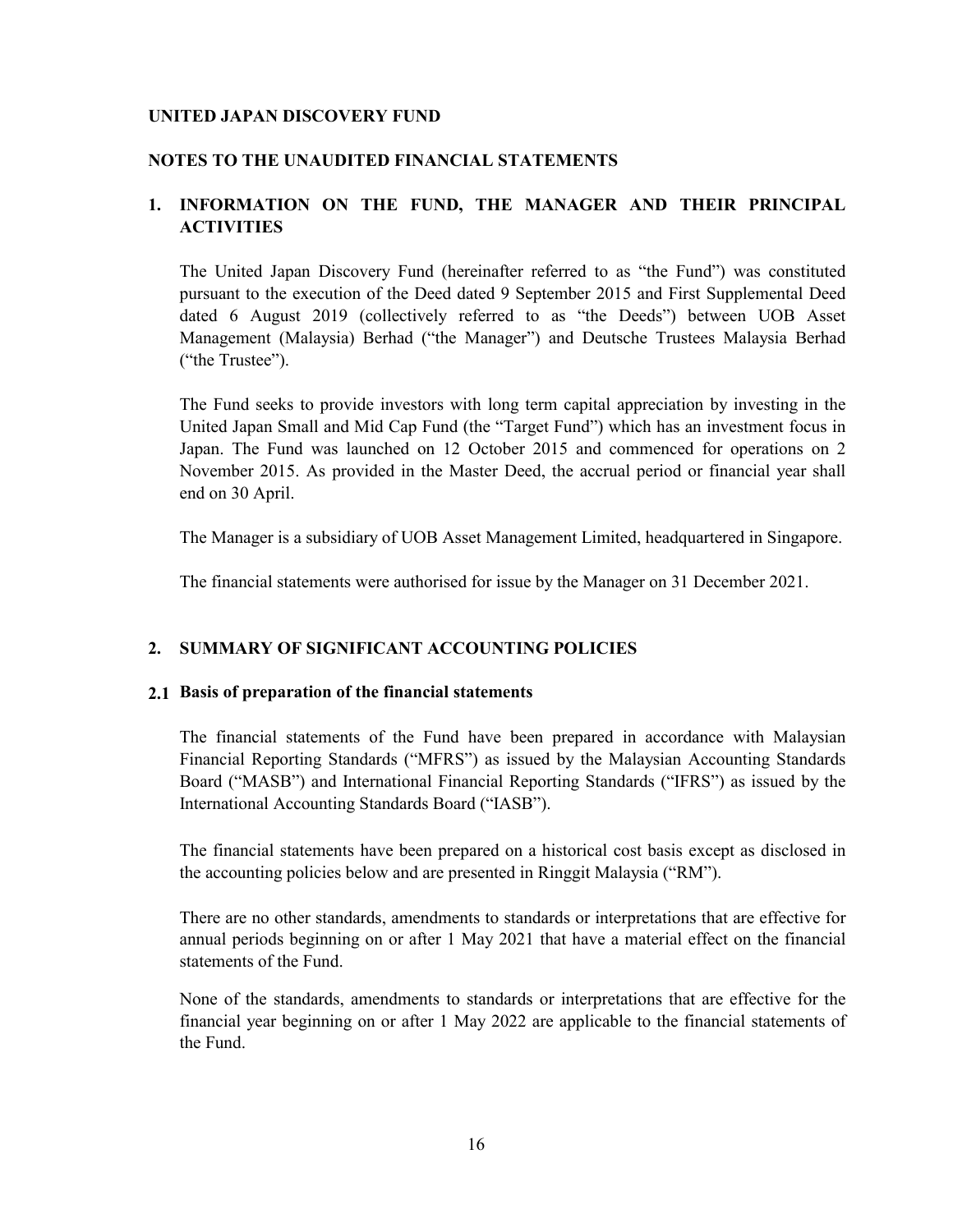**UNITED JAPAN DISCOVERY FUND**

**NOTES TO THE UNAUDITED FINANCIAL STATEMENTS**

## 1. INFORMATION ON THE FUND, THE MANAGER AND THEIR PRINCIPAL ACTIVITIES

The United Japan Discovery Fund (hereinafter referred to as "the Fund") was constituted pursuant to the execution of the Deed dated 9 September 2015 and First Supplemental Deed dated 6 August 2019 (collectively referred to as "the Deeds") between UOB Asset Management (Malaysia) Berhad ("the Manager") and Deutsche Trustees Malaysia Berhad ("the Trustee").

The Fund seeks to provide investors with long term capital appreciation by investing in the United Japan Small and Mid Cap Fund (the "Target Fund") which has an investment focus in Japan. The Fund was launched on 12 October 2015 and commenced for operations on 2 November 2015. As provided in the Master Deed, the accrual period or financial year shall end on 30 April.

The Manager is a subsidiary of UOB Asset Management Limited, headquartered in Singapore.

The financial statements were authorised for issue by the Manager on 31 December 2021.

## 2. SUMMARY OF SIGNIFICANT ACCOUNTING POLICIES

### 2.1 Basis of preparation of the financial statements

The financial statements of the Fund have been prepared in accordance with Malaysian Financial Reporting Standards ("MFRS") as issued by the Malaysian Accounting Standards Board ("MASB") and International Financial Reporting Standards ("IFRS") as issued by the International Accounting Standards Board ("IASB").

The financial statements have been prepared on a historical cost basis except as disclosed in the accounting policies below and are presented in Ringgit Malaysia ("RM").

There are no other standards, amendments to standards or interpretations that are effective for annual periods beginning on or after 1 May 2021 that have a material effect on the financial statements of the Fund.

None of the standards, amendments to standards or interpretations that are effective for the financial year beginning on or after 1 May 2022 are applicable to the financial statements of the Fund.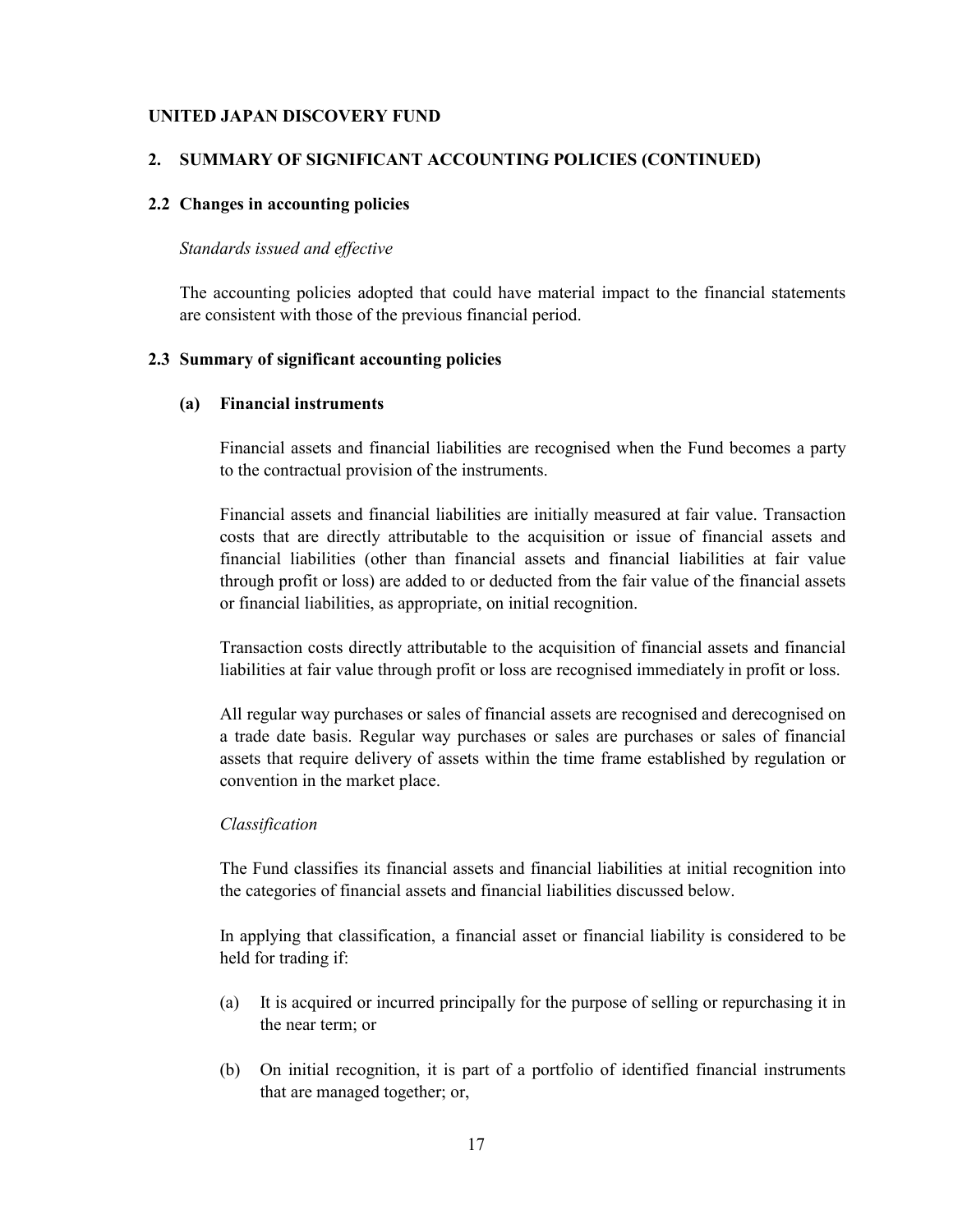**UNITED JAPAN DISCOVERY FUND**

## 2. SUMMARY OF SIGNIFICANT ACCOUNTING POLICIES (CONTINUED)

### 2.2 Changes in accounting policies

*Standards issued and effective*

The accounting policies adopted that could have material impact to the financial statements are consistent with those of the previous financial period.

### 2.3 Summary of significant accounting policies

#### (a) Financial instruments

Financial assets and financial liabilities are recognised when the Fund becomes a party to the contractual provision of the instruments.

Financial assets and financial liabilities are initially measured at fair value. Transaction costs that are directly attributable to the acquisition or issue of financial assets and financial liabilities (other than financial assets and financial liabilities at fair value through profit or loss) are added to or deducted from the fair value of the financial assets or financial liabilities, as appropriate, on initial recognition.

Transaction costs directly attributable to the acquisition of financial assets and financial liabilities at fair value through profit or loss are recognised immediately in profit or loss.

All regular way purchases or sales of financial assets are recognised and derecognised on a trade date basis. Regular way purchases or sales are purchases or sales of financial assets that require delivery of assets within the time frame established by regulation or convention in the market place.

*Classification*

The Fund classifies its financial assets and financial liabilities at initial recognition into the categories of financial assets and financial liabilities discussed below.

In applying that classification, a financial asset or financial liability is considered to be held for trading if:

(a) It is acquired or incurred principally for the purpose of selling or repurchasing it in the near term; or

(b) On initial recognition, it is part of a portfolio of identified financial instruments that are managed together; or,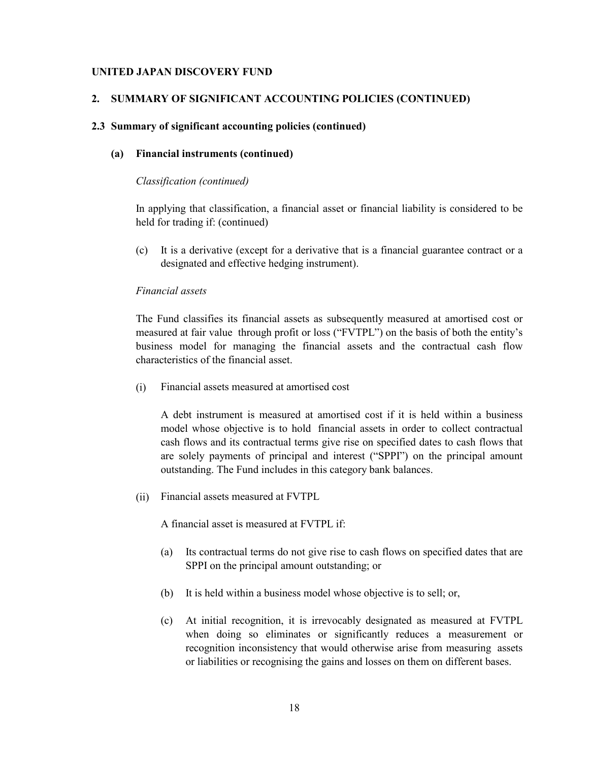**UNITED JAPAN DISCOVERY FUND**

## 2. SUMMARY OF SIGNIFICANT ACCOUNTING POLICIES (CONTINUED)

### 2.3 Summary of significant accounting policies (continued)

#### (a) Financial instruments (continued)

*Classification (continued)*

In applying that classification, a financial asset or financial liability is considered to be held for trading if: (continued)

(c) It is a derivative (except for a derivative that is a financial guarantee contract or a designated and effective hedging instrument).

*Financial assets*

The Fund classifies its financial assets as subsequently measured at amortised cost or measured at fair value through profit or loss ("FVTPL") on the basis of both the entity's business model for managing the financial assets and the contractual cash flow characteristics of the financial asset.

(i) Financial assets measured at amortised cost

A debt instrument is measured at amortised cost if it is held within a business model whose objective is to hold financial assets in order to collect contractual cash flows and its contractual terms give rise on specified dates to cash flows that are solely payments of principal and interest ("SPPI") on the principal amount outstanding. The Fund includes in this category bank balances.

(ii) Financial assets measured at FVTPL

A financial asset is measured at FVTPL if:

(a) Its contractual terms do not give rise to cash flows on specified dates that are SPPI on the principal amount outstanding; or

(b) It is held within a business model whose objective is to sell; or,

(c) At initial recognition, it is irrevocably designated as measured at FVTPL when doing so eliminates or significantly reduces a measurement or recognition inconsistency that would otherwise arise from measuring assets or liabilities or recognising the gains and losses on them on different bases.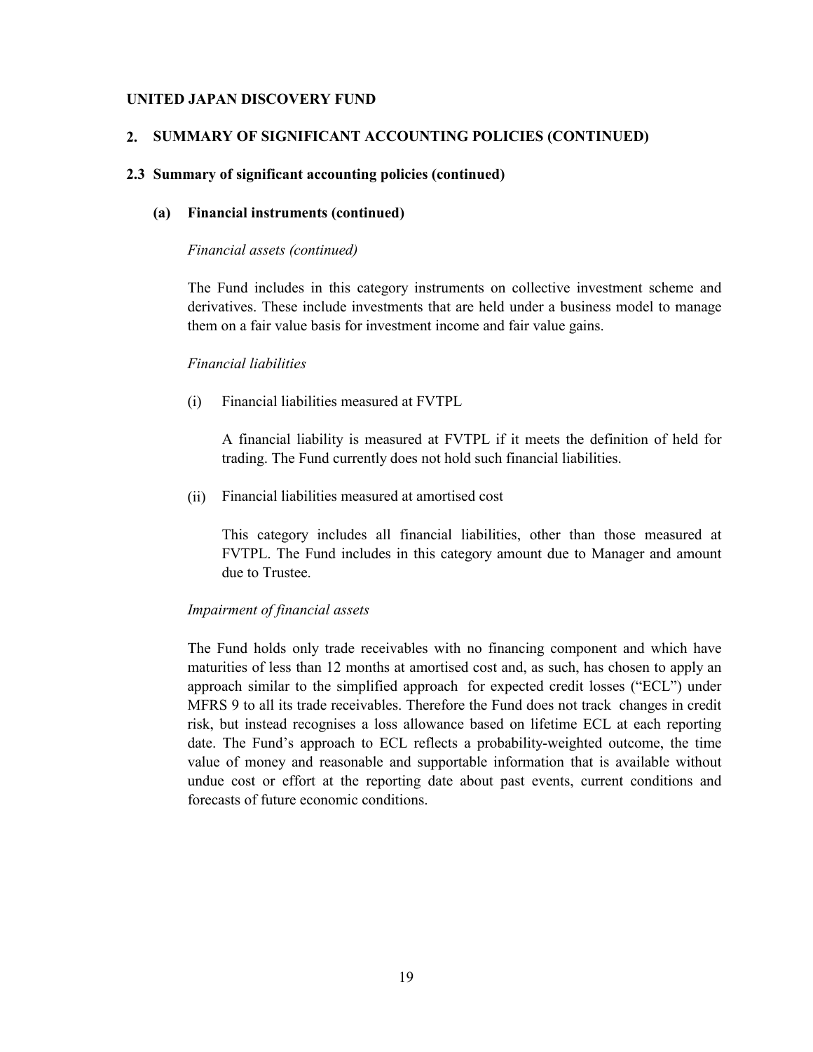**UNITED JAPAN DISCOVERY FUND**

## 2. SUMMARY OF SIGNIFICANT ACCOUNTING POLICIES (CONTINUED)

### 2.3 Summary of significant accounting policies (continued)

#### (a) Financial instruments (continued)

*Financial assets (continued)*

The Fund includes in this category instruments on collective investment scheme and derivatives. These include investments that are held under a business model to manage them on a fair value basis for investment income and fair value gains.

*Financial liabilities*

(i) Financial liabilities measured at FVTPL

A financial liability is measured at FVTPL if it meets the definition of held for trading. The Fund currently does not hold such financial liabilities.

(ii) Financial liabilities measured at amortised cost

This category includes all financial liabilities, other than those measured at FVTPL. The Fund includes in this category amount due to Manager and amount due to Trustee.

*Impairment of financial assets*

The Fund holds only trade receivables with no financing component and which have maturities of less than 12 months at amortised cost and, as such, has chosen to apply an approach similar to the simplified approach for expected credit losses ("ECL") under MFRS 9 to all its trade receivables. Therefore the Fund does not track changes in credit risk, but instead recognises a loss allowance based on lifetime ECL at each reporting date. The Fund's approach to ECL reflects a probability-weighted outcome, the time value of money and reasonable and supportable information that is available without undue cost or effort at the reporting date about past events, current conditions and forecasts of future economic conditions.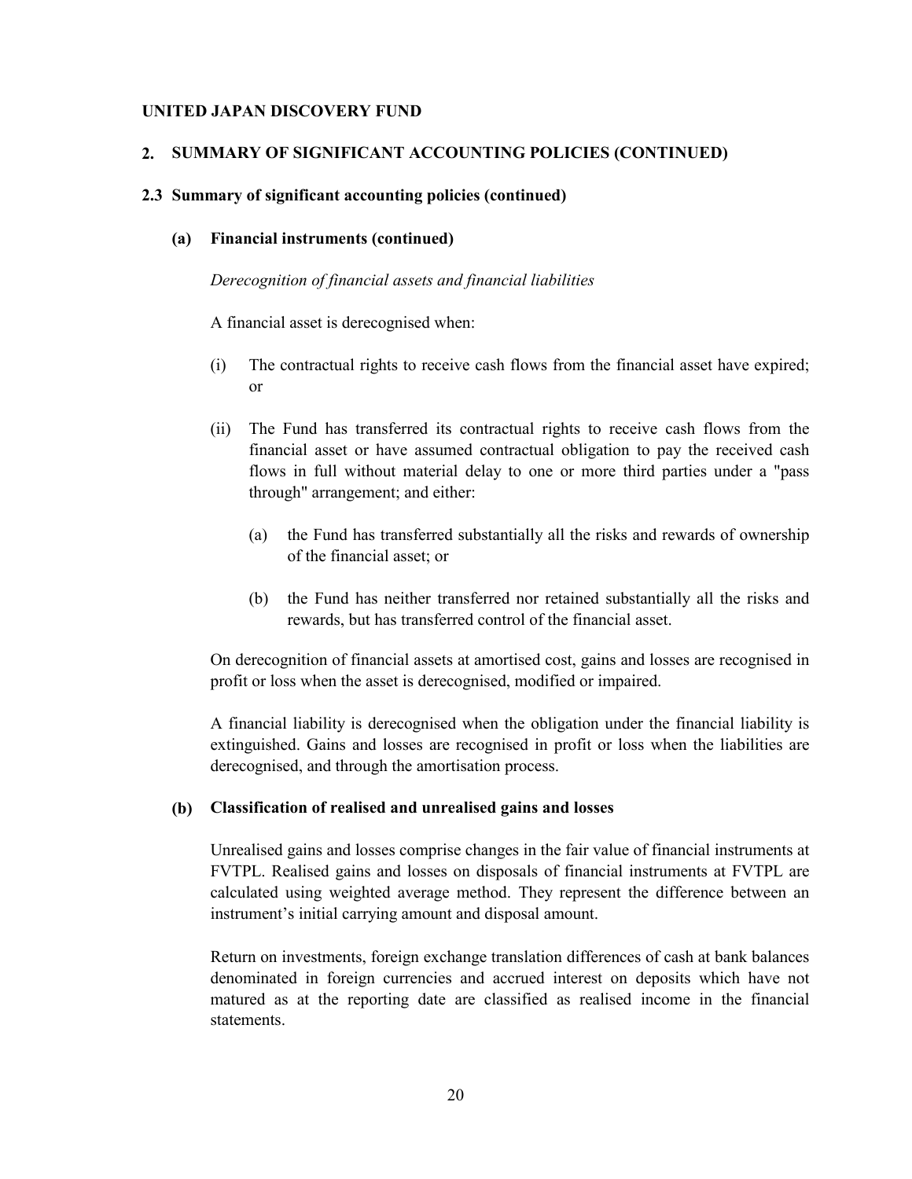**UNITED JAPAN DISCOVERY FUND**

## 2. SUMMARY OF SIGNIFICANT ACCOUNTING POLICIES (CONTINUED)

### 2.3 Summary of significant accounting policies (continued)

#### (a) Financial instruments (continued)

*Derecognition of financial assets and financial liabilities*

A financial asset is derecognised when:

(i) The contractual rights to receive cash flows from the financial asset have expired; or

(ii) The Fund has transferred its contractual rights to receive cash flows from the financial asset or have assumed contractual obligation to pay the received cash flows in full without material delay to one or more third parties under a "pass through" arrangement; and either:

   (a) the Fund has transferred substantially all the risks and rewards of ownership of the financial asset; or

   (b) the Fund has neither transferred nor retained substantially all the risks and rewards, but has transferred control of the financial asset.

On derecognition of financial assets at amortised cost, gains and losses are recognised in profit or loss when the asset is derecognised, modified or impaired.

A financial liability is derecognised when the obligation under the financial liability is extinguished. Gains and losses are recognised in profit or loss when the liabilities are derecognised, and through the amortisation process.

#### (b) Classification of realised and unrealised gains and losses

Unrealised gains and losses comprise changes in the fair value of financial instruments at FVTPL. Realised gains and losses on disposals of financial instruments at FVTPL are calculated using weighted average method. They represent the difference between an instrument's initial carrying amount and disposal amount.

Return on investments, foreign exchange translation differences of cash at bank balances denominated in foreign currencies and accrued interest on deposits which have not matured as at the reporting date are classified as realised income in the financial statements.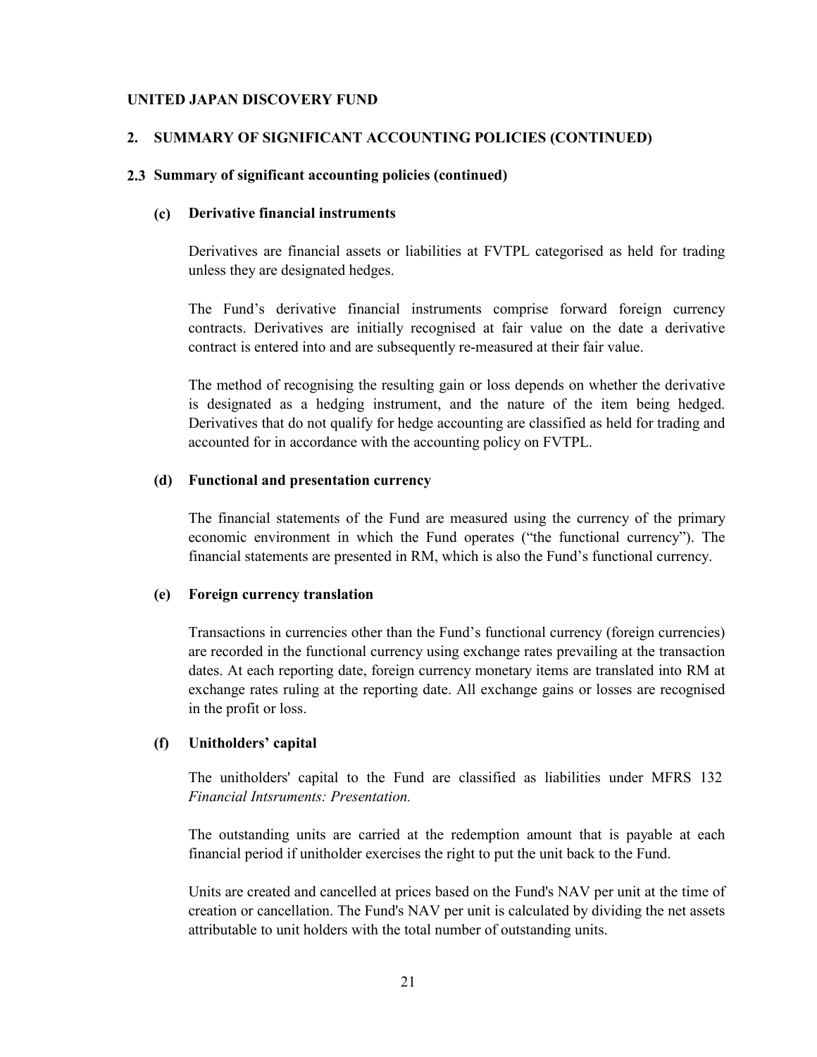**UNITED JAPAN DISCOVERY FUND**

## 2. SUMMARY OF SIGNIFICANT ACCOUNTING POLICIES (CONTINUED)

### 2.3 Summary of significant accounting policies (continued)

#### (c) Derivative financial instruments

Derivatives are financial assets or liabilities at FVTPL categorised as held for trading unless they are designated hedges.

The Fund's derivative financial instruments comprise forward foreign currency contracts. Derivatives are initially recognised at fair value on the date a derivative contract is entered into and are subsequently re-measured at their fair value.

The method of recognising the resulting gain or loss depends on whether the derivative is designated as a hedging instrument, and the nature of the item being hedged. Derivatives that do not qualify for hedge accounting are classified as held for trading and accounted for in accordance with the accounting policy on FVTPL.

#### (d) Functional and presentation currency

The financial statements of the Fund are measured using the currency of the primary economic environment in which the Fund operates ("the functional currency"). The financial statements are presented in RM, which is also the Fund's functional currency.

#### (e) Foreign currency translation

Transactions in currencies other than the Fund's functional currency (foreign currencies) are recorded in the functional currency using exchange rates prevailing at the transaction dates. At each reporting date, foreign currency monetary items are translated into RM at exchange rates ruling at the reporting date. All exchange gains or losses are recognised in the profit or loss.

#### (f) Unitholders' capital

The unitholders' capital to the Fund are classified as liabilities under MFRS 132 *Financial Intsruments: Presentation.*

The outstanding units are carried at the redemption amount that is payable at each financial period if unitholder exercises the right to put the unit back to the Fund.

Units are created and cancelled at prices based on the Fund's NAV per unit at the time of creation or cancellation. The Fund's NAV per unit is calculated by dividing the net assets attributable to unit holders with the total number of outstanding units.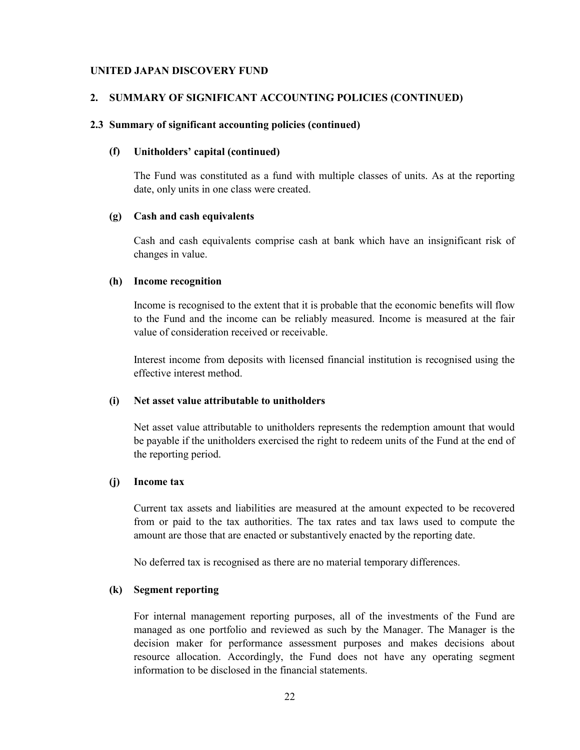**UNITED JAPAN DISCOVERY FUND**

## 2. SUMMARY OF SIGNIFICANT ACCOUNTING POLICIES (CONTINUED)

### 2.3 Summary of significant accounting policies (continued)

#### (f) Unitholders' capital (continued)

The Fund was constituted as a fund with multiple classes of units. As at the reporting date, only units in one class were created.

#### (g) Cash and cash equivalents

Cash and cash equivalents comprise cash at bank which have an insignificant risk of changes in value.

#### (h) Income recognition

Income is recognised to the extent that it is probable that the economic benefits will flow to the Fund and the income can be reliably measured. Income is measured at the fair value of consideration received or receivable.

Interest income from deposits with licensed financial institution is recognised using the effective interest method.

#### (i) Net asset value attributable to unitholders

Net asset value attributable to unitholders represents the redemption amount that would be payable if the unitholders exercised the right to redeem units of the Fund at the end of the reporting period.

#### (j) Income tax

Current tax assets and liabilities are measured at the amount expected to be recovered from or paid to the tax authorities. The tax rates and tax laws used to compute the amount are those that are enacted or substantively enacted by the reporting date.

No deferred tax is recognised as there are no material temporary differences.

#### (k) Segment reporting

For internal management reporting purposes, all of the investments of the Fund are managed as one portfolio and reviewed as such by the Manager. The Manager is the decision maker for performance assessment purposes and makes decisions about resource allocation. Accordingly, the Fund does not have any operating segment information to be disclosed in the financial statements.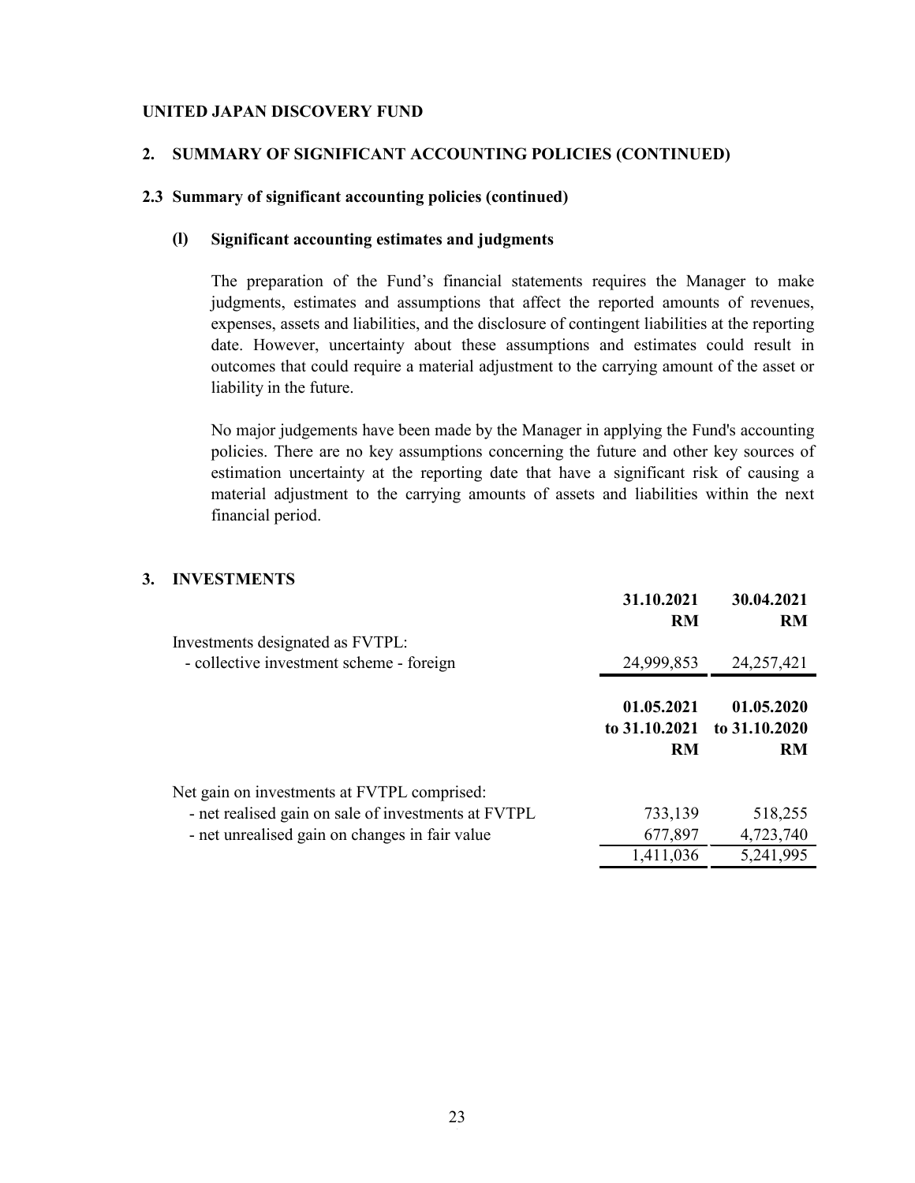**UNITED JAPAN DISCOVERY FUND**

## 2. SUMMARY OF SIGNIFICANT ACCOUNTING POLICIES (CONTINUED)

### 2.3 Summary of significant accounting policies (continued)

#### (l) Significant accounting estimates and judgments

The preparation of the Fund's financial statements requires the Manager to make judgments, estimates and assumptions that affect the reported amounts of revenues, expenses, assets and liabilities, and the disclosure of contingent liabilities at the reporting date. However, uncertainty about these assumptions and estimates could result in outcomes that could require a material adjustment to the carrying amount of the asset or liability in the future.

No major judgements have been made by the Manager in applying the Fund's accounting policies. There are no key assumptions concerning the future and other key sources of estimation uncertainty at the reporting date that have a significant risk of causing a material adjustment to the carrying amounts of assets and liabilities within the next financial period.

## 3. INVESTMENTS

| | 31.10.2021<br>RM | 30.04.2021<br>RM |
|---|---:|---:|
| Investments designated as FVTPL: | | |
| - collective investment scheme - foreign | 24,999,853 | 24,257,421 |

| | 01.05.2021<br>to 31.10.2021<br>RM | 01.05.2020<br>to 31.10.2020<br>RM |
|---|---:|---:|
| Net gain on investments at FVTPL comprised: | | |
| - net realised gain on sale of investments at FVTPL | 733,139 | 518,255 |
| - net unrealised gain on changes in fair value | 677,897 | 4,723,740 |
| | 1,411,036 | 5,241,995 |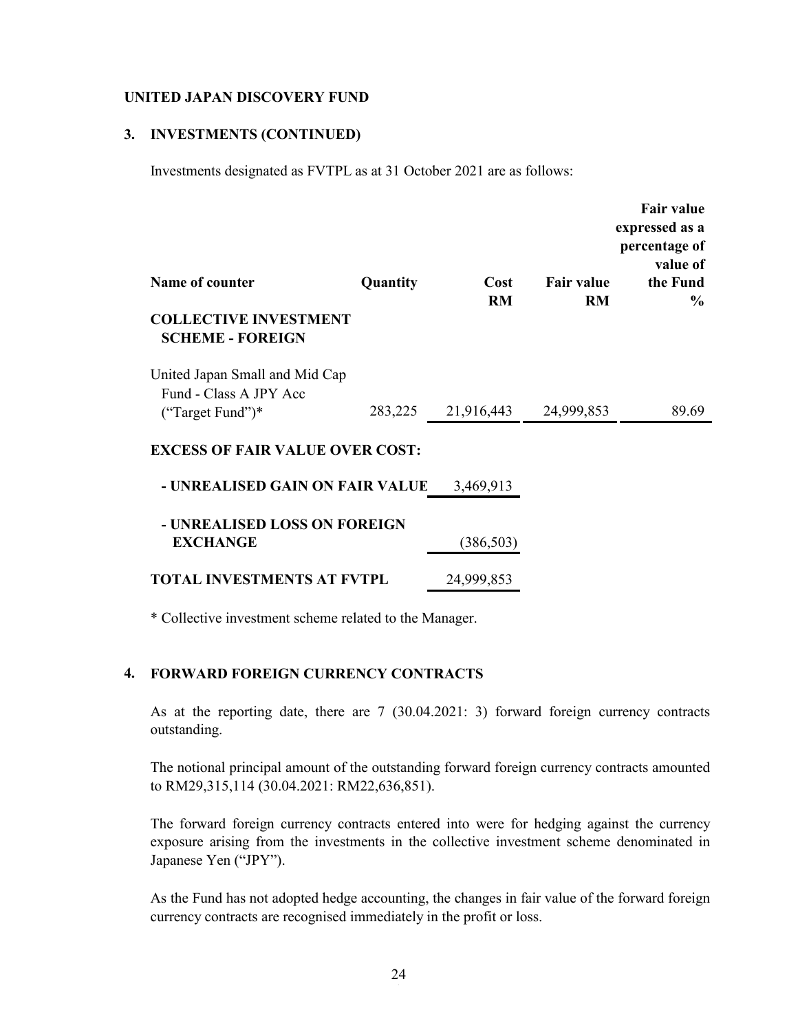**UNITED JAPAN DISCOVERY FUND**

## 3. INVESTMENTS (CONTINUED)

Investments designated as FVTPL as at 31 October 2021 are as follows:

| Name of counter | Quantity | Cost RM | Fair value RM | Fair value expressed as a percentage of value of the Fund % |
|---|---|---|---|---|
| **COLLECTIVE INVESTMENT SCHEME - FOREIGN** | | | | |
| United Japan Small and Mid Cap Fund - Class A JPY Acc ("Target Fund")* | 283,225 | 21,916,443 | 24,999,853 | 89.69 |
| **EXCESS OF FAIR VALUE OVER COST:** | | | | |
| **- UNREALISED GAIN ON FAIR VALUE** | | 3,469,913 | | |
| **- UNREALISED LOSS ON FOREIGN EXCHANGE** | | (386,503) | | |
| **TOTAL INVESTMENTS AT FVTPL** | | 24,999,853 | | |

* Collective investment scheme related to the Manager.

## 4. FORWARD FOREIGN CURRENCY CONTRACTS

As at the reporting date, there are 7 (30.04.2021: 3) forward foreign currency contracts outstanding.

The notional principal amount of the outstanding forward foreign currency contracts amounted to RM29,315,114 (30.04.2021: RM22,636,851).

The forward foreign currency contracts entered into were for hedging against the currency exposure arising from the investments in the collective investment scheme denominated in Japanese Yen ("JPY").

As the Fund has not adopted hedge accounting, the changes in fair value of the forward foreign currency contracts are recognised immediately in the profit or loss.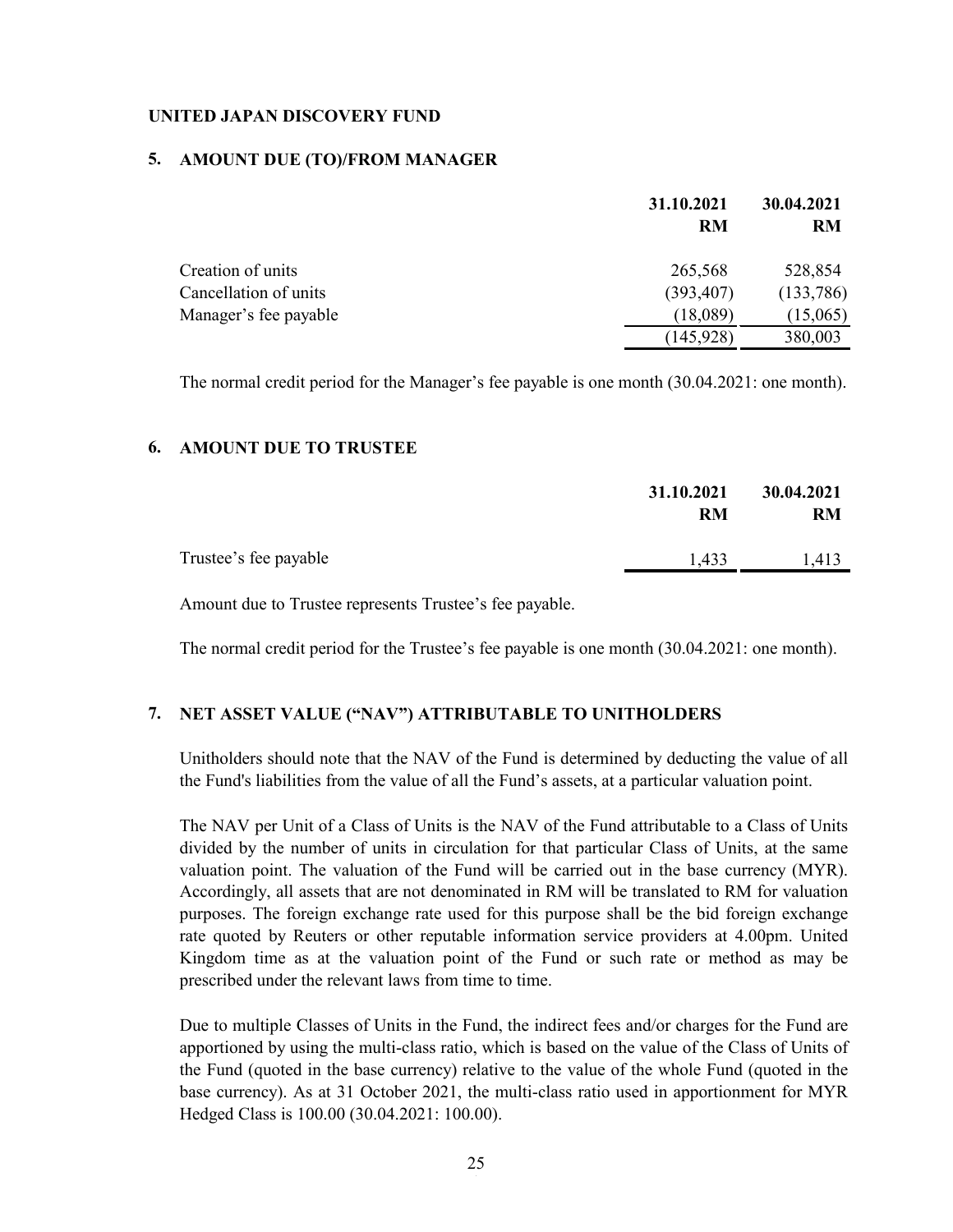**UNITED JAPAN DISCOVERY FUND**

## 5. AMOUNT DUE (TO)/FROM MANAGER

| | 31.10.2021<br>RM | 30.04.2021<br>RM |
|---|---|---|
| Creation of units | 265,568 | 528,854 |
| Cancellation of units | (393,407) | (133,786) |
| Manager's fee payable | (18,089) | (15,065) |
| | (145,928) | 380,003 |

The normal credit period for the Manager's fee payable is one month (30.04.2021: one month).

## 6. AMOUNT DUE TO TRUSTEE

| | 31.10.2021<br>RM | 30.04.2021<br>RM |
|---|---|---|
| Trustee's fee payable | 1,433 | 1,413 |

Amount due to Trustee represents Trustee's fee payable.

The normal credit period for the Trustee's fee payable is one month (30.04.2021: one month).

## 7. NET ASSET VALUE ("NAV") ATTRIBUTABLE TO UNITHOLDERS

Unitholders should note that the NAV of the Fund is determined by deducting the value of all the Fund's liabilities from the value of all the Fund's assets, at a particular valuation point.

The NAV per Unit of a Class of Units is the NAV of the Fund attributable to a Class of Units divided by the number of units in circulation for that particular Class of Units, at the same valuation point. The valuation of the Fund will be carried out in the base currency (MYR). Accordingly, all assets that are not denominated in RM will be translated to RM for valuation purposes. The foreign exchange rate used for this purpose shall be the bid foreign exchange rate quoted by Reuters or other reputable information service providers at 4.00pm. United Kingdom time as at the valuation point of the Fund or such rate or method as may be prescribed under the relevant laws from time to time.

Due to multiple Classes of Units in the Fund, the indirect fees and/or charges for the Fund are apportioned by using the multi-class ratio, which is based on the value of the Class of Units of the Fund (quoted in the base currency) relative to the value of the whole Fund (quoted in the base currency). As at 31 October 2021, the multi-class ratio used in apportionment for MYR Hedged Class is 100.00 (30.04.2021: 100.00).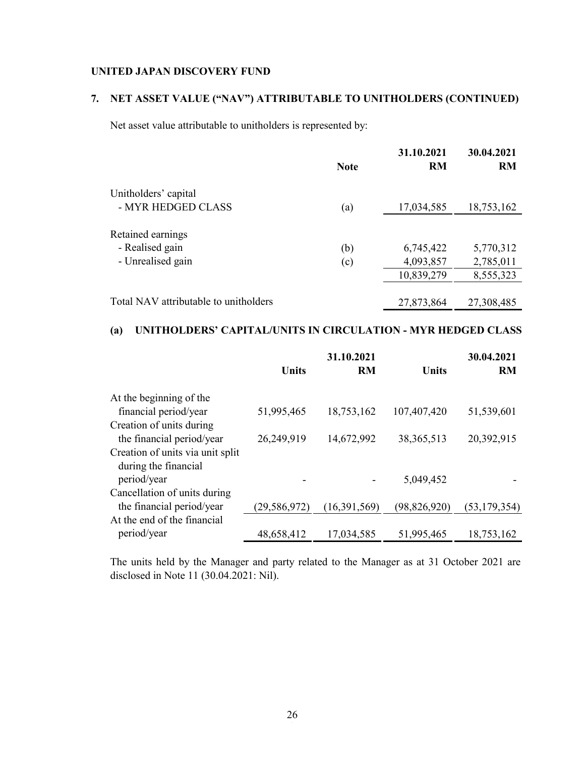**UNITED JAPAN DISCOVERY FUND**

## 7. NET ASSET VALUE ("NAV") ATTRIBUTABLE TO UNITHOLDERS (CONTINUED)

Net asset value attributable to unitholders is represented by:

| | Note | 31.10.2021 RM | 30.04.2021 RM |
|---|---|---|---|
| Unitholders' capital | | | |
| - MYR HEDGED CLASS | (a) | 17,034,585 | 18,753,162 |
| Retained earnings | | | |
| - Realised gain | (b) | 6,745,422 | 5,770,312 |
| - Unrealised gain | (c) | 4,093,857 | 2,785,011 |
| | | 10,839,279 | 8,555,323 |
| Total NAV attributable to unitholders | | 27,873,864 | 27,308,485 |

### (a) UNITHOLDERS' CAPITAL/UNITS IN CIRCULATION - MYR HEDGED CLASS

| | 31.10.2021 Units | 31.10.2021 RM | 30.04.2021 Units | 30.04.2021 RM |
|---|---|---|---|---|
| At the beginning of the financial period/year | 51,995,465 | 18,753,162 | 107,407,420 | 51,539,601 |
| Creation of units during the financial period/year | 26,249,919 | 14,672,992 | 38,365,513 | 20,392,915 |
| Creation of units via unit split during the financial period/year | - | - | 5,049,452 | - |
| Cancellation of units during the financial period/year | (29,586,972) | (16,391,569) | (98,826,920) | (53,179,354) |
| At the end of the financial period/year | 48,658,412 | 17,034,585 | 51,995,465 | 18,753,162 |

The units held by the Manager and party related to the Manager as at 31 October 2021 are disclosed in Note 11 (30.04.2021: Nil).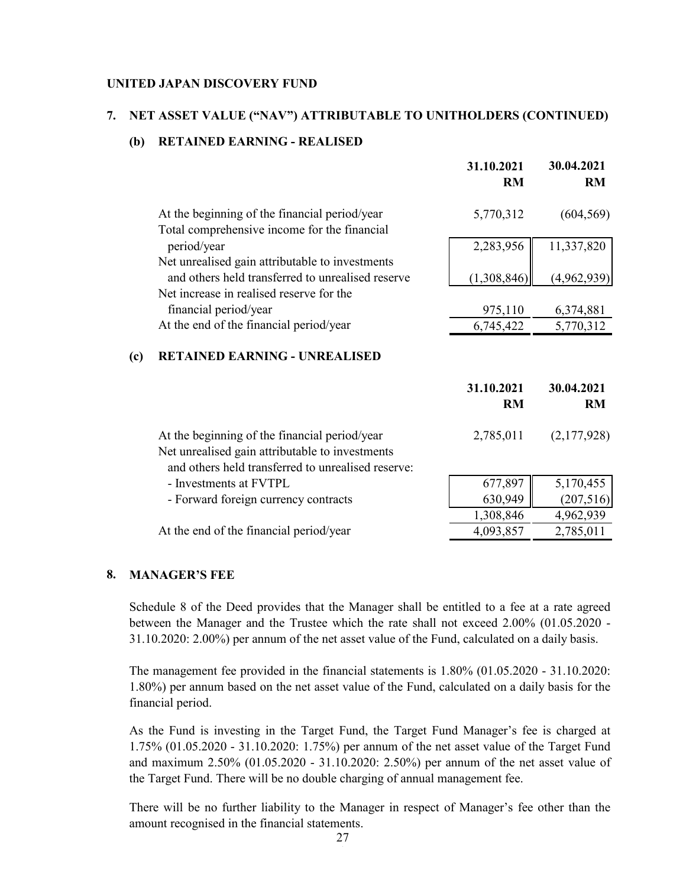**UNITED JAPAN DISCOVERY FUND**

## 7. NET ASSET VALUE ("NAV") ATTRIBUTABLE TO UNITHOLDERS (CONTINUED)

### (b) RETAINED EARNING - REALISED

| | 31.10.2021 RM | 30.04.2021 RM |
|---|---|---|
| At the beginning of the financial period/year | 5,770,312 | (604,569) |
| Total comprehensive income for the financial period/year | 2,283,956 | 11,337,820 |
| Net unrealised gain attributable to investments and others held transferred to unrealised reserve | (1,308,846) | (4,962,939) |
| Net increase in realised reserve for the financial period/year | 975,110 | 6,374,881 |
| At the end of the financial period/year | 6,745,422 | 5,770,312 |

### (c) RETAINED EARNING - UNREALISED

| | 31.10.2021 RM | 30.04.2021 RM |
|---|---|---|
| At the beginning of the financial period/year | 2,785,011 | (2,177,928) |
| Net unrealised gain attributable to investments and others held transferred to unrealised reserve: | | |
| - Investments at FVTPL | 677,897 | 5,170,455 |
| - Forward foreign currency contracts | 630,949 | (207,516) |
| | 1,308,846 | 4,962,939 |
| At the end of the financial period/year | 4,093,857 | 2,785,011 |

## 8. MANAGER'S FEE

Schedule 8 of the Deed provides that the Manager shall be entitled to a fee at a rate agreed between the Manager and the Trustee which the rate shall not exceed 2.00% (01.05.2020 - 31.10.2020: 2.00%) per annum of the net asset value of the Fund, calculated on a daily basis.

The management fee provided in the financial statements is 1.80% (01.05.2020 - 31.10.2020: 1.80%) per annum based on the net asset value of the Fund, calculated on a daily basis for the financial period.

As the Fund is investing in the Target Fund, the Target Fund Manager's fee is charged at 1.75% (01.05.2020 - 31.10.2020: 1.75%) per annum of the net asset value of the Target Fund and maximum 2.50% (01.05.2020 - 31.10.2020: 2.50%) per annum of the net asset value of the Target Fund. There will be no double charging of annual management fee.

There will be no further liability to the Manager in respect of Manager's fee other than the amount recognised in the financial statements.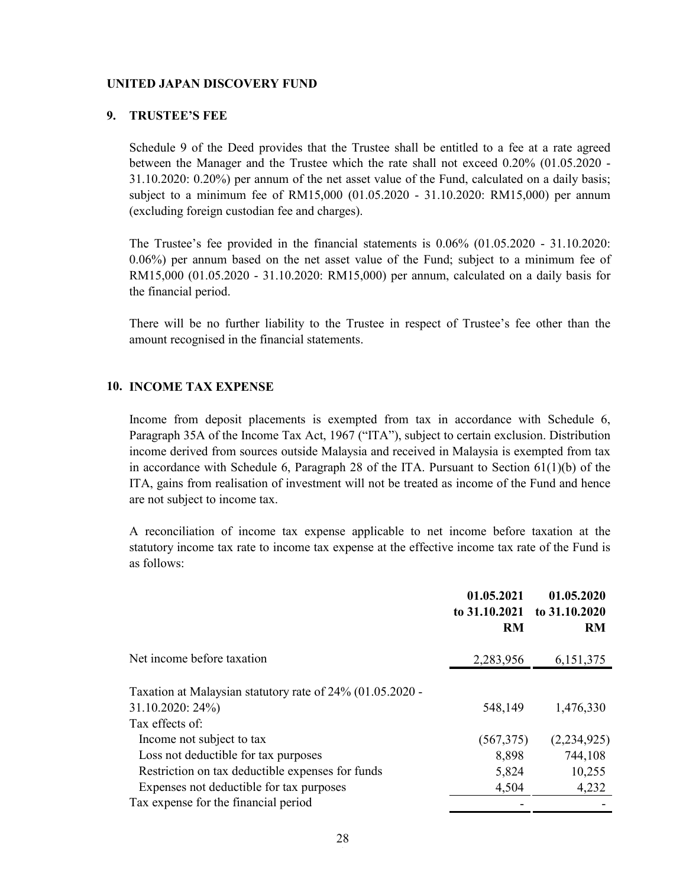**UNITED JAPAN DISCOVERY FUND**

## 9. TRUSTEE'S FEE

Schedule 9 of the Deed provides that the Trustee shall be entitled to a fee at a rate agreed between the Manager and the Trustee which the rate shall not exceed 0.20% (01.05.2020 - 31.10.2020: 0.20%) per annum of the net asset value of the Fund, calculated on a daily basis; subject to a minimum fee of RM15,000 (01.05.2020 - 31.10.2020: RM15,000) per annum (excluding foreign custodian fee and charges).

The Trustee's fee provided in the financial statements is 0.06% (01.05.2020 - 31.10.2020: 0.06%) per annum based on the net asset value of the Fund; subject to a minimum fee of RM15,000 (01.05.2020 - 31.10.2020: RM15,000) per annum, calculated on a daily basis for the financial period.

There will be no further liability to the Trustee in respect of Trustee's fee other than the amount recognised in the financial statements.

## 10. INCOME TAX EXPENSE

Income from deposit placements is exempted from tax in accordance with Schedule 6, Paragraph 35A of the Income Tax Act, 1967 ("ITA"), subject to certain exclusion. Distribution income derived from sources outside Malaysia and received in Malaysia is exempted from tax in accordance with Schedule 6, Paragraph 28 of the ITA. Pursuant to Section 61(1)(b) of the ITA, gains from realisation of investment will not be treated as income of the Fund and hence are not subject to income tax.

A reconciliation of income tax expense applicable to net income before taxation at the statutory income tax rate to income tax expense at the effective income tax rate of the Fund is as follows:

| | 01.05.2021 to 31.10.2021 RM | 01.05.2020 to 31.10.2020 RM |
|---|---|---|
| Net income before taxation | 2,283,956 | 6,151,375 |
| Taxation at Malaysian statutory rate of 24% (01.05.2020 - 31.10.2020: 24%) | 548,149 | 1,476,330 |
| Tax effects of: | | |
| Income not subject to tax | (567,375) | (2,234,925) |
| Loss not deductible for tax purposes | 8,898 | 744,108 |
| Restriction on tax deductible expenses for funds | 5,824 | 10,255 |
| Expenses not deductible for tax purposes | 4,504 | 4,232 |
| Tax expense for the financial period | - | - |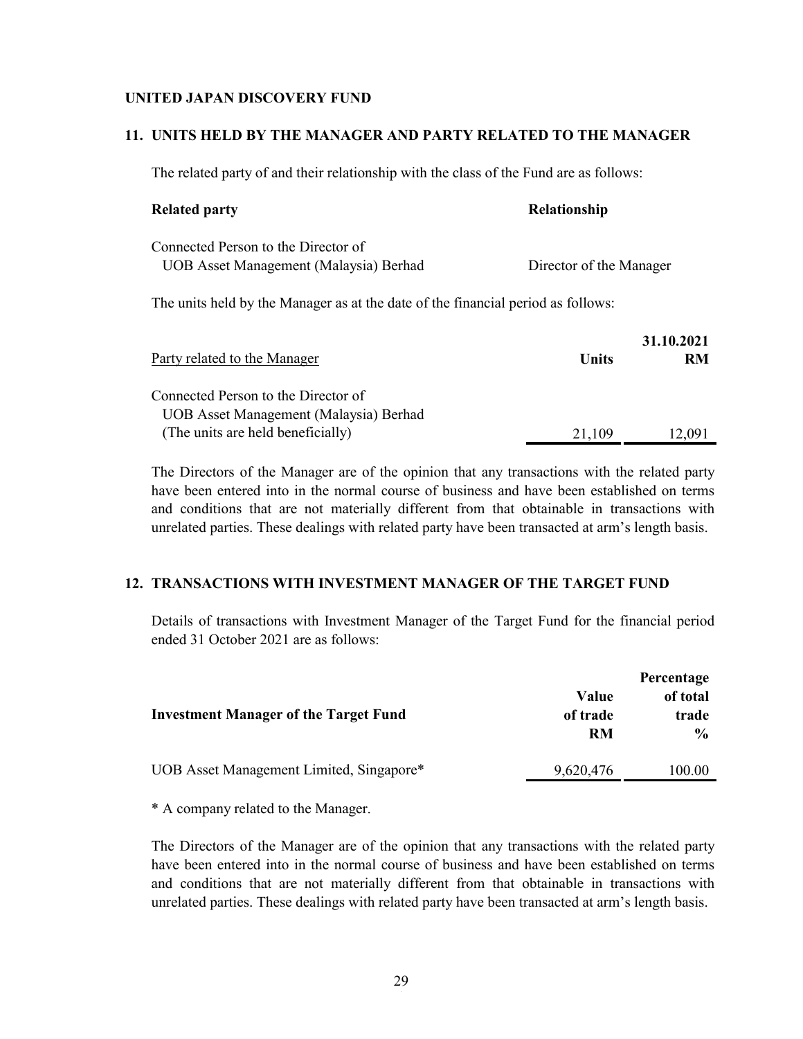**UNITED JAPAN DISCOVERY FUND**

## 11. UNITS HELD BY THE MANAGER AND PARTY RELATED TO THE MANAGER

The related party of and their relationship with the class of the Fund are as follows:

| **Related party** | **Relationship** |
|---|---|
| Connected Person to the Director of UOB Asset Management (Malaysia) Berhad | Director of the Manager |

The units held by the Manager as at the date of the financial period as follows:

| Party related to the Manager | **Units** | **31.10.2021 RM** |
|---|---|---|
| Connected Person to the Director of UOB Asset Management (Malaysia) Berhad (The units are held beneficially) | 21,109 | 12,091 |

The Directors of the Manager are of the opinion that any transactions with the related party have been entered into in the normal course of business and have been established on terms and conditions that are not materially different from that obtainable in transactions with unrelated parties. These dealings with related party have been transacted at arm's length basis.

## 12. TRANSACTIONS WITH INVESTMENT MANAGER OF THE TARGET FUND

Details of transactions with Investment Manager of the Target Fund for the financial period ended 31 October 2021 are as follows:

| **Investment Manager of the Target Fund** | **Value of trade RM** | **Percentage of total trade %** |
|---|---|---|
| UOB Asset Management Limited, Singapore* | 9,620,476 | 100.00 |

\* A company related to the Manager.

The Directors of the Manager are of the opinion that any transactions with the related party have been entered into in the normal course of business and have been established on terms and conditions that are not materially different from that obtainable in transactions with unrelated parties. These dealings with related party have been transacted at arm's length basis.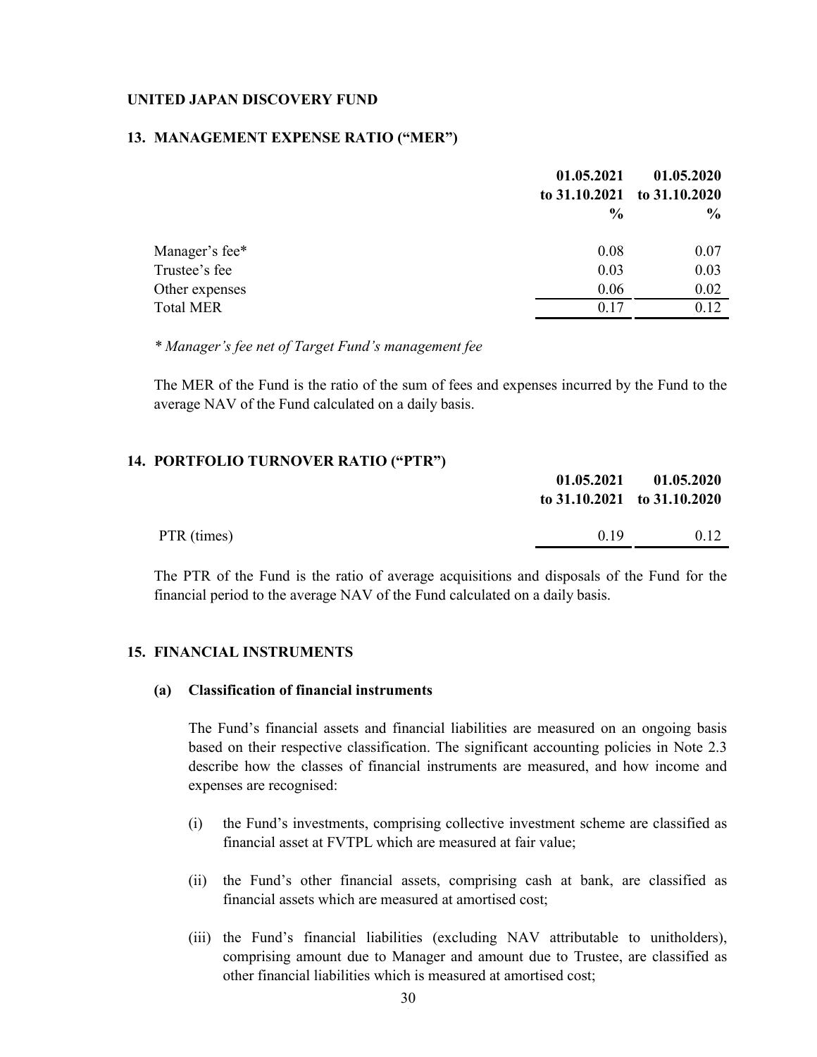**UNITED JAPAN DISCOVERY FUND**

## 13. MANAGEMENT EXPENSE RATIO ("MER")

| | 01.05.2021 to 31.10.2021 % | 01.05.2020 to 31.10.2020 % |
|---|---|---|
| Manager's fee* | 0.08 | 0.07 |
| Trustee's fee | 0.03 | 0.03 |
| Other expenses | 0.06 | 0.02 |
| Total MER | 0.17 | 0.12 |

*\* Manager's fee net of Target Fund's management fee*

The MER of the Fund is the ratio of the sum of fees and expenses incurred by the Fund to the average NAV of the Fund calculated on a daily basis.

## 14. PORTFOLIO TURNOVER RATIO ("PTR")

| | 01.05.2021 to 31.10.2021 | 01.05.2020 to 31.10.2020 |
|---|---|---|
| PTR (times) | 0.19 | 0.12 |

The PTR of the Fund is the ratio of average acquisitions and disposals of the Fund for the financial period to the average NAV of the Fund calculated on a daily basis.

## 15. FINANCIAL INSTRUMENTS

### (a) Classification of financial instruments

The Fund's financial assets and financial liabilities are measured on an ongoing basis based on their respective classification. The significant accounting policies in Note 2.3 describe how the classes of financial instruments are measured, and how income and expenses are recognised:

(i) the Fund's investments, comprising collective investment scheme are classified as financial asset at FVTPL which are measured at fair value;

(ii) the Fund's other financial assets, comprising cash at bank, are classified as financial assets which are measured at amortised cost;

(iii) the Fund's financial liabilities (excluding NAV attributable to unitholders), comprising amount due to Manager and amount due to Trustee, are classified as other financial liabilities which is measured at amortised cost;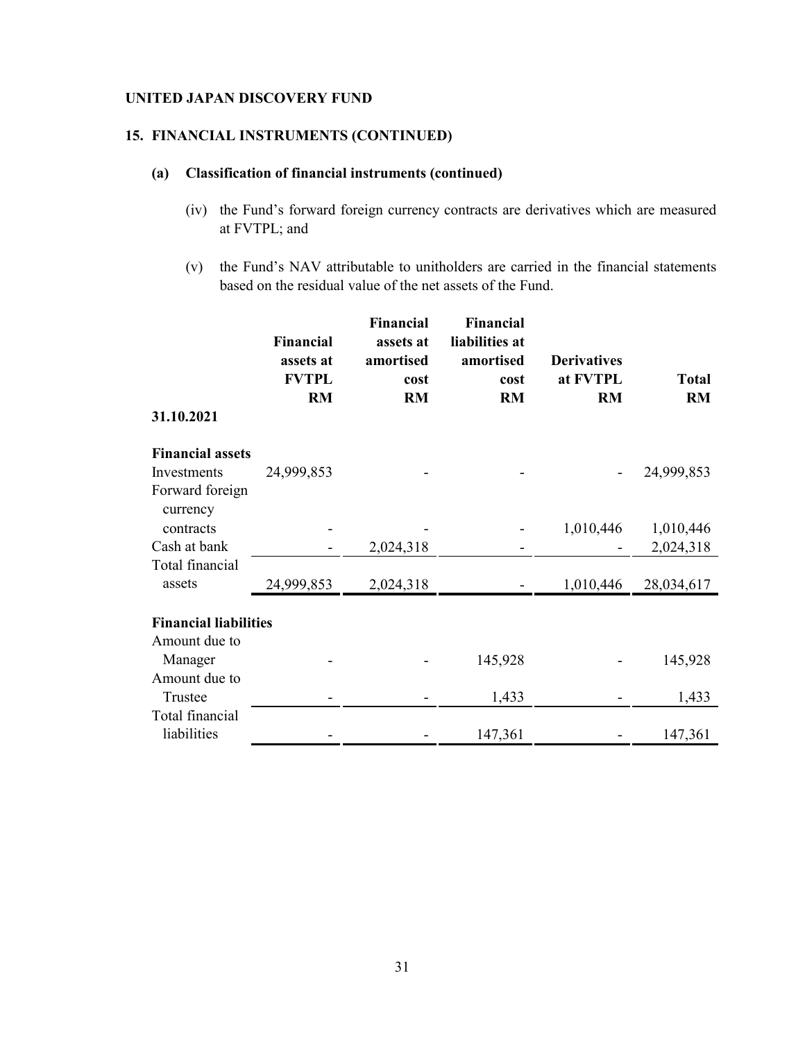**UNITED JAPAN DISCOVERY FUND**

## 15. FINANCIAL INSTRUMENTS (CONTINUED)

### (a) Classification of financial instruments (continued)

(iv) the Fund's forward foreign currency contracts are derivatives which are measured at FVTPL; and

(v) the Fund's NAV attributable to unitholders are carried in the financial statements based on the residual value of the net assets of the Fund.

| | Financial assets at FVTPL RM | Financial assets at amortised cost RM | Financial liabilities at amortised cost RM | Derivatives at FVTPL RM | Total RM |
|---|---|---|---|---|---|
| **31.10.2021** | | | | | |
| **Financial assets** | | | | | |
| Investments | 24,999,853 | - | - | - | 24,999,853 |
| Forward foreign currency contracts | - | - | - | 1,010,446 | 1,010,446 |
| Cash at bank | - | 2,024,318 | - | - | 2,024,318 |
| Total financial assets | 24,999,853 | 2,024,318 | - | 1,010,446 | 28,034,617 |
| **Financial liabilities** | | | | | |
| Amount due to Manager | - | - | 145,928 | - | 145,928 |
| Amount due to Trustee | - | - | 1,433 | - | 1,433 |
| Total financial liabilities | - | - | 147,361 | - | 147,361 |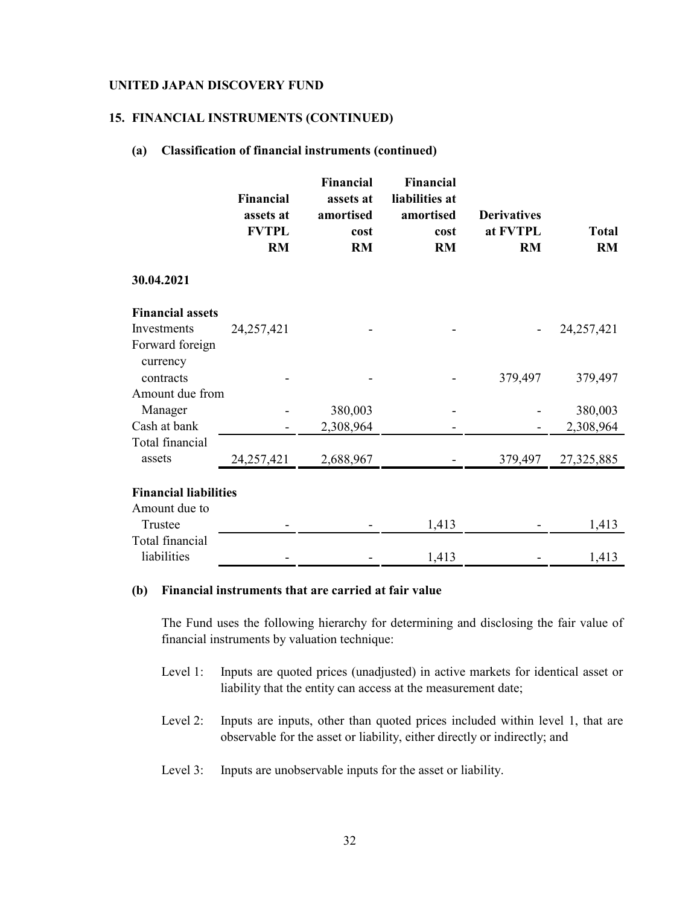**UNITED JAPAN DISCOVERY FUND**

## 15. FINANCIAL INSTRUMENTS (CONTINUED)

### (a) Classification of financial instruments (continued)

| | Financial assets at FVTPL RM | Financial assets at amortised cost RM | Financial liabilities at amortised cost RM | Derivatives at FVTPL RM | Total RM |
|---|---|---|---|---|---|
| **30.04.2021** | | | | | |
| **Financial assets** | | | | | |
| Investments | 24,257,421 | - | - | - | 24,257,421 |
| Forward foreign currency contracts | - | - | - | 379,497 | 379,497 |
| Amount due from Manager | - | 380,003 | - | - | 380,003 |
| Cash at bank | - | 2,308,964 | - | - | 2,308,964 |
| Total financial assets | 24,257,421 | 2,688,967 | - | 379,497 | 27,325,885 |
| **Financial liabilities** | | | | | |
| Amount due to Trustee | - | - | 1,413 | - | 1,413 |
| Total financial liabilities | - | - | 1,413 | - | 1,413 |

### (b) Financial instruments that are carried at fair value

The Fund uses the following hierarchy for determining and disclosing the fair value of financial instruments by valuation technique:

Level 1: Inputs are quoted prices (unadjusted) in active markets for identical asset or liability that the entity can access at the measurement date;

Level 2: Inputs are inputs, other than quoted prices included within level 1, that are observable for the asset or liability, either directly or indirectly; and

Level 3: Inputs are unobservable inputs for the asset or liability.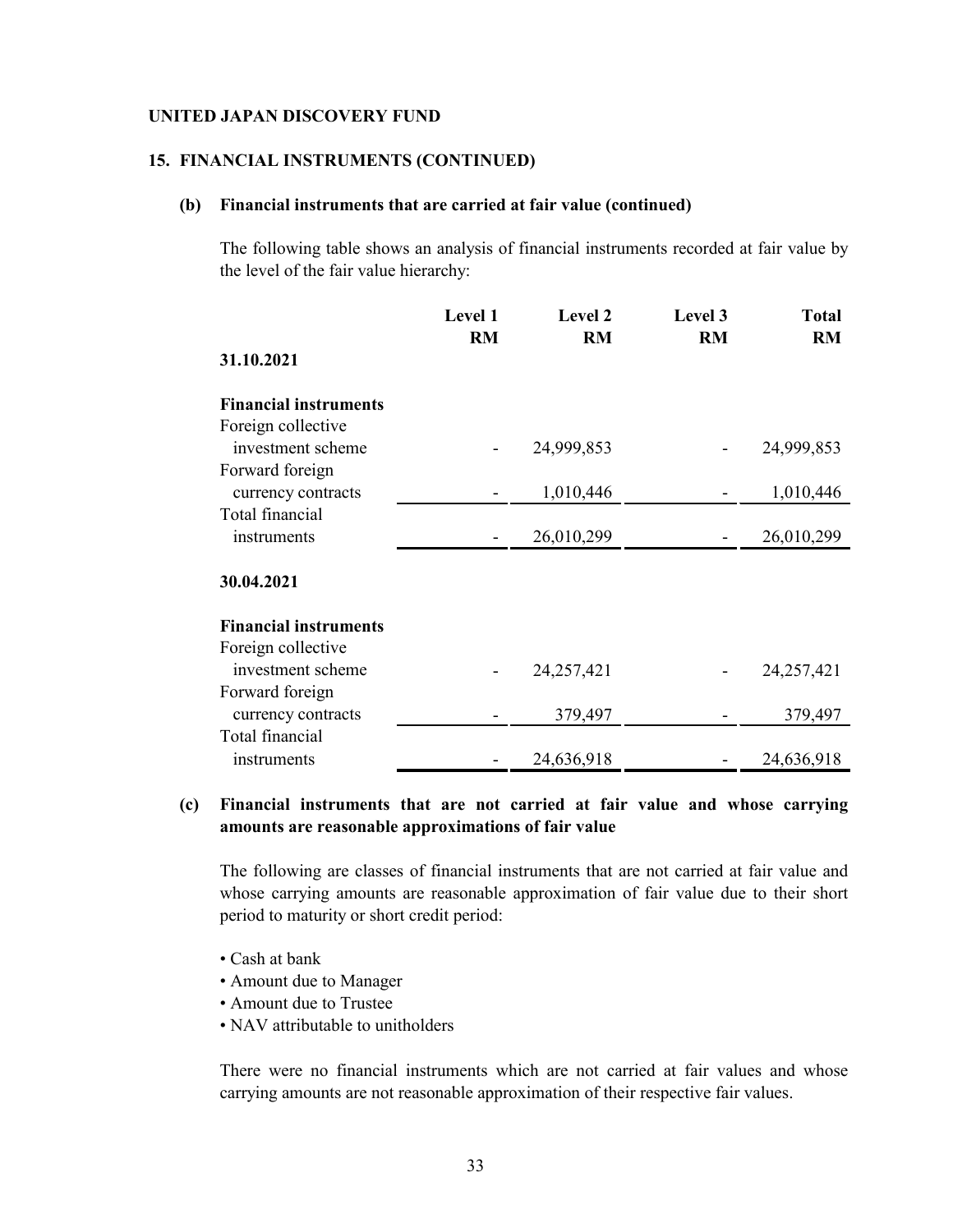**UNITED JAPAN DISCOVERY FUND**

## 15. FINANCIAL INSTRUMENTS (CONTINUED)

### (b) Financial instruments that are carried at fair value (continued)

The following table shows an analysis of financial instruments recorded at fair value by the level of the fair value hierarchy:

| | Level 1 RM | Level 2 RM | Level 3 RM | Total RM |
|---|---|---|---|---|
| **31.10.2021** | | | | |
| **Financial instruments** | | | | |
| Foreign collective investment scheme | - | 24,999,853 | - | 24,999,853 |
| Forward foreign currency contracts | - | 1,010,446 | - | 1,010,446 |
| Total financial instruments | - | 26,010,299 | - | 26,010,299 |
| **30.04.2021** | | | | |
| **Financial instruments** | | | | |
| Foreign collective investment scheme | - | 24,257,421 | - | 24,257,421 |
| Forward foreign currency contracts | - | 379,497 | - | 379,497 |
| Total financial instruments | - | 24,636,918 | - | 24,636,918 |

### (c) Financial instruments that are not carried at fair value and whose carrying amounts are reasonable approximations of fair value

The following are classes of financial instruments that are not carried at fair value and whose carrying amounts are reasonable approximation of fair value due to their short period to maturity or short credit period:

- Cash at bank
- Amount due to Manager
- Amount due to Trustee
- NAV attributable to unitholders

There were no financial instruments which are not carried at fair values and whose carrying amounts are not reasonable approximation of their respective fair values.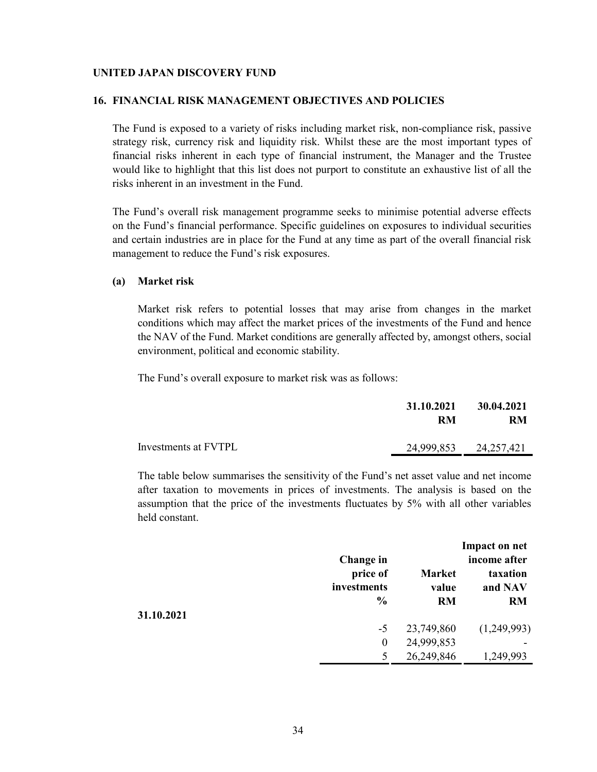**UNITED JAPAN DISCOVERY FUND**

## 16. FINANCIAL RISK MANAGEMENT OBJECTIVES AND POLICIES

The Fund is exposed to a variety of risks including market risk, non-compliance risk, passive strategy risk, currency risk and liquidity risk. Whilst these are the most important types of financial risks inherent in each type of financial instrument, the Manager and the Trustee would like to highlight that this list does not purport to constitute an exhaustive list of all the risks inherent in an investment in the Fund.

The Fund's overall risk management programme seeks to minimise potential adverse effects on the Fund's financial performance. Specific guidelines on exposures to individual securities and certain industries are in place for the Fund at any time as part of the overall financial risk management to reduce the Fund's risk exposures.

### (a) Market risk

Market risk refers to potential losses that may arise from changes in the market conditions which may affect the market prices of the investments of the Fund and hence the NAV of the Fund. Market conditions are generally affected by, amongst others, social environment, political and economic stability.

The Fund's overall exposure to market risk was as follows:

| | 31.10.2021<br>RM | 30.04.2021<br>RM |
|---|---|---|
| Investments at FVTPL | 24,999,853 | 24,257,421 |

The table below summarises the sensitivity of the Fund's net asset value and net income after taxation to movements in prices of investments. The analysis is based on the assumption that the price of the investments fluctuates by 5% with all other variables held constant.

| | Change in price of investments<br>% | Market value<br>RM | Impact on net income after taxation and NAV<br>RM |
|---|---|---|---|
| **31.10.2021** | | | |
| | -5 | 23,749,860 | (1,249,993) |
| | 0 | 24,999,853 | - |
| | 5 | 26,249,846 | 1,249,993 |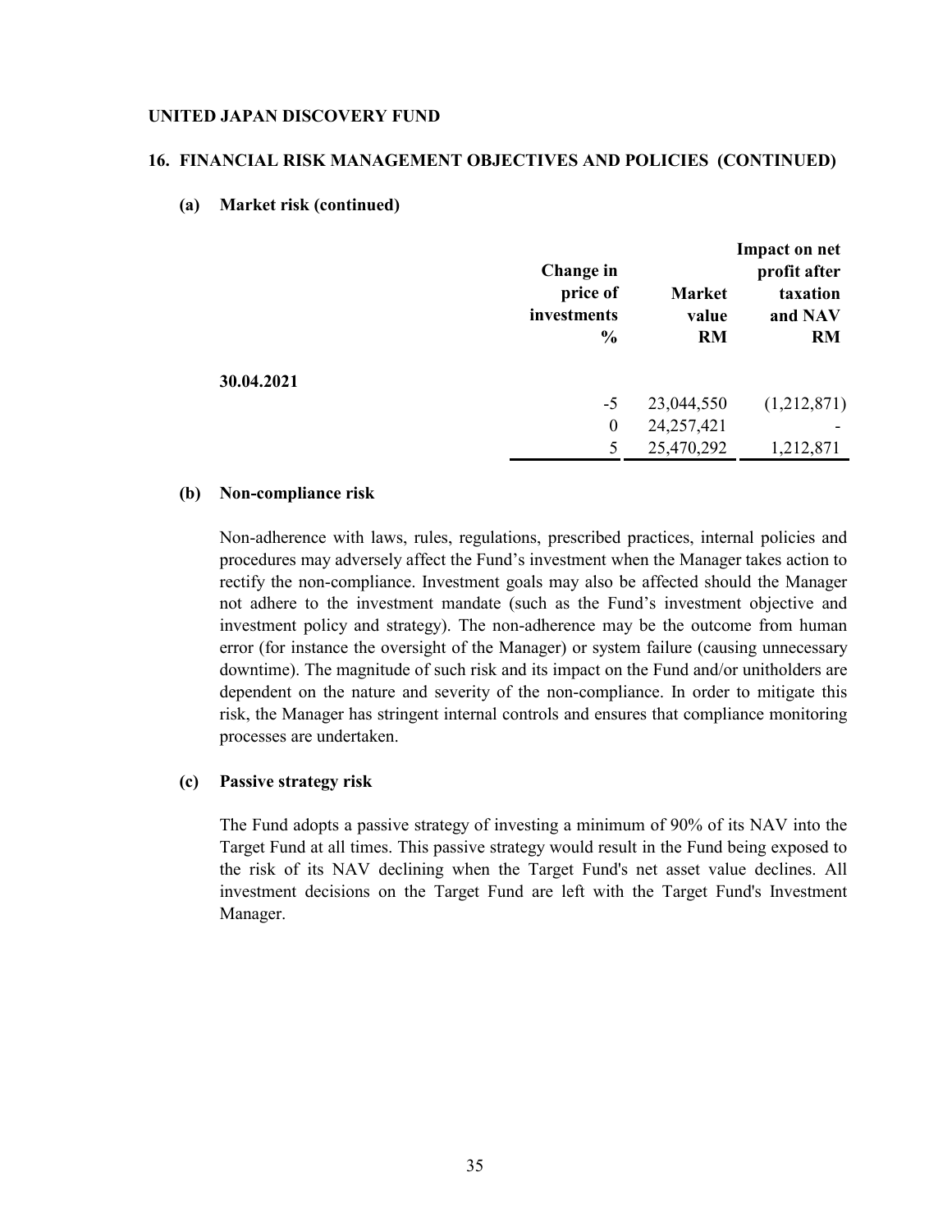UNITED JAPAN DISCOVERY FUND

## 16. FINANCIAL RISK MANAGEMENT OBJECTIVES AND POLICIES (CONTINUED)

### (a) Market risk (continued)

| | Change in price of investments % | Market value RM | Impact on net profit after taxation and NAV RM |
|---|---|---|---|
| **30.04.2021** | | | |
| | -5 | 23,044,550 | (1,212,871) |
| | 0 | 24,257,421 | - |
| | 5 | 25,470,292 | 1,212,871 |

### (b) Non-compliance risk

Non-adherence with laws, rules, regulations, prescribed practices, internal policies and procedures may adversely affect the Fund's investment when the Manager takes action to rectify the non-compliance. Investment goals may also be affected should the Manager not adhere to the investment mandate (such as the Fund's investment objective and investment policy and strategy). The non-adherence may be the outcome from human error (for instance the oversight of the Manager) or system failure (causing unnecessary downtime). The magnitude of such risk and its impact on the Fund and/or unitholders are dependent on the nature and severity of the non-compliance. In order to mitigate this risk, the Manager has stringent internal controls and ensures that compliance monitoring processes are undertaken.

### (c) Passive strategy risk

The Fund adopts a passive strategy of investing a minimum of 90% of its NAV into the Target Fund at all times. This passive strategy would result in the Fund being exposed to the risk of its NAV declining when the Target Fund's net asset value declines. All investment decisions on the Target Fund are left with the Target Fund's Investment Manager.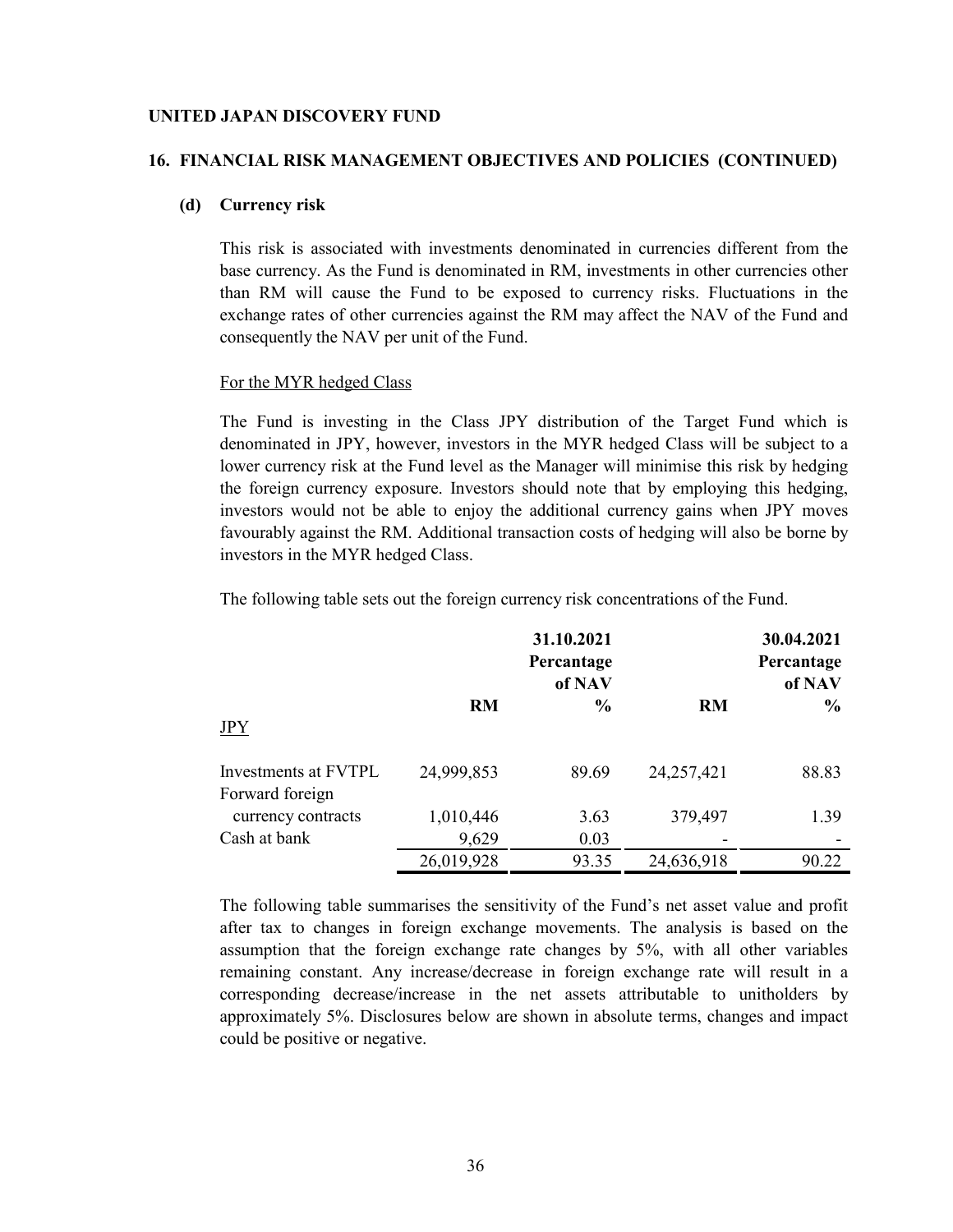**UNITED JAPAN DISCOVERY FUND**

## 16. FINANCIAL RISK MANAGEMENT OBJECTIVES AND POLICIES (CONTINUED)

### (d) Currency risk

This risk is associated with investments denominated in currencies different from the base currency. As the Fund is denominated in RM, investments in other currencies other than RM will cause the Fund to be exposed to currency risks. Fluctuations in the exchange rates of other currencies against the RM may affect the NAV of the Fund and consequently the NAV per unit of the Fund.

For the MYR hedged Class

The Fund is investing in the Class JPY distribution of the Target Fund which is denominated in JPY, however, investors in the MYR hedged Class will be subject to a lower currency risk at the Fund level as the Manager will minimise this risk by hedging the foreign currency exposure. Investors should note that by employing this hedging, investors would not be able to enjoy the additional currency gains when JPY moves favourably against the RM. Additional transaction costs of hedging will also be borne by investors in the MYR hedged Class.

The following table sets out the foreign currency risk concentrations of the Fund.

| | 31.10.2021 | | 30.04.2021 | |
|---|---|---|---|---|
| | | Percantage of NAV | | Percantage of NAV |
| | RM | % | RM | % |
| JPY | | | | |
| Investments at FVTPL | 24,999,853 | 89.69 | 24,257,421 | 88.83 |
| Forward foreign currency contracts | 1,010,446 | 3.63 | 379,497 | 1.39 |
| Cash at bank | 9,629 | 0.03 | - | - |
| | 26,019,928 | 93.35 | 24,636,918 | 90.22 |

The following table summarises the sensitivity of the Fund's net asset value and profit after tax to changes in foreign exchange movements. The analysis is based on the assumption that the foreign exchange rate changes by 5%, with all other variables remaining constant. Any increase/decrease in foreign exchange rate will result in a corresponding decrease/increase in the net assets attributable to unitholders by approximately 5%. Disclosures below are shown in absolute terms, changes and impact could be positive or negative.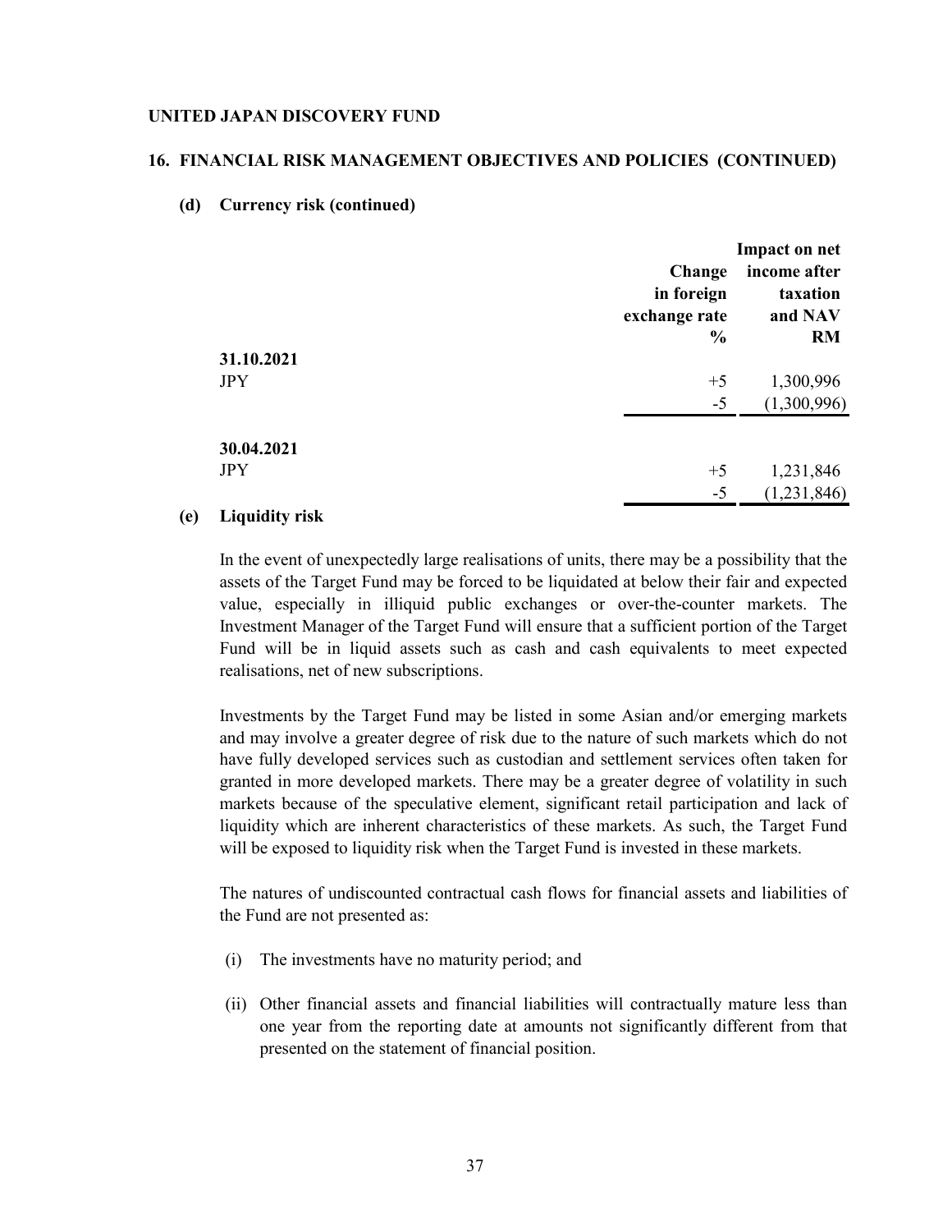**UNITED JAPAN DISCOVERY FUND**

## 16. FINANCIAL RISK MANAGEMENT OBJECTIVES AND POLICIES (CONTINUED)

### (d) Currency risk (continued)

| | Change in foreign exchange rate % | Impact on net income after taxation and NAV RM |
|---|---|---|
| **31.10.2021** | | |
| JPY | +5 | 1,300,996 |
| | -5 | (1,300,996) |
| **30.04.2021** | | |
| JPY | +5 | 1,231,846 |
| | -5 | (1,231,846) |

### (e) Liquidity risk

In the event of unexpectedly large realisations of units, there may be a possibility that the assets of the Target Fund may be forced to be liquidated at below their fair and expected value, especially in illiquid public exchanges or over-the-counter markets. The Investment Manager of the Target Fund will ensure that a sufficient portion of the Target Fund will be in liquid assets such as cash and cash equivalents to meet expected realisations, net of new subscriptions.

Investments by the Target Fund may be listed in some Asian and/or emerging markets and may involve a greater degree of risk due to the nature of such markets which do not have fully developed services such as custodian and settlement services often taken for granted in more developed markets. There may be a greater degree of volatility in such markets because of the speculative element, significant retail participation and lack of liquidity which are inherent characteristics of these markets. As such, the Target Fund will be exposed to liquidity risk when the Target Fund is invested in these markets.

The natures of undiscounted contractual cash flows for financial assets and liabilities of the Fund are not presented as:

(i) The investments have no maturity period; and

(ii) Other financial assets and financial liabilities will contractually mature less than one year from the reporting date at amounts not significantly different from that presented on the statement of financial position.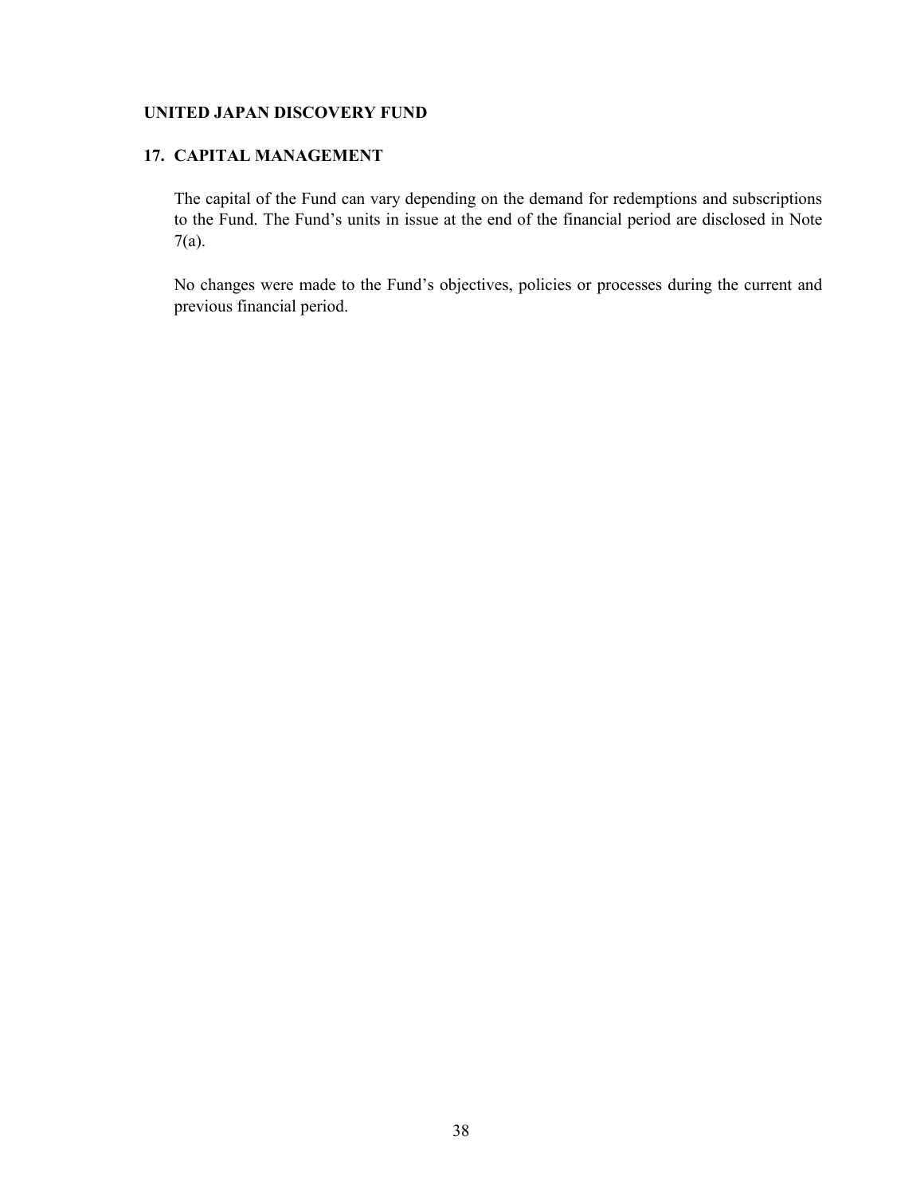**UNITED JAPAN DISCOVERY FUND**

## 17. CAPITAL MANAGEMENT

The capital of the Fund can vary depending on the demand for redemptions and subscriptions to the Fund. The Fund's units in issue at the end of the financial period are disclosed in Note 7(a).

No changes were made to the Fund's objectives, policies or processes during the current and previous financial period.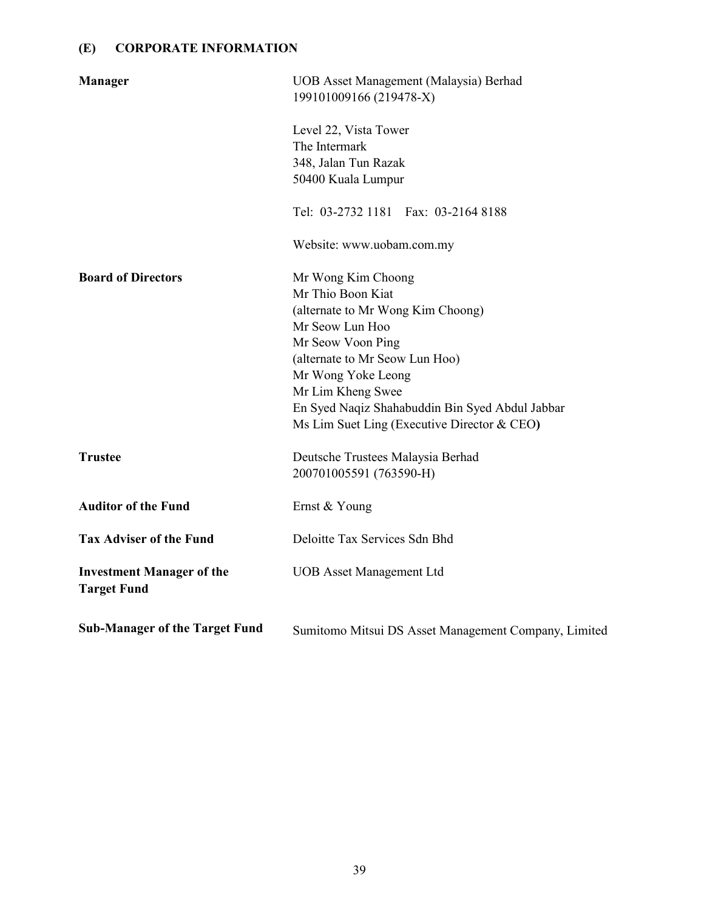## (E) CORPORATE INFORMATION

| | |
|---|---|
| **Manager** | UOB Asset Management (Malaysia) Berhad<br>199101009166 (219478-X)<br><br>Level 22, Vista Tower<br>The Intermark<br>348, Jalan Tun Razak<br>50400 Kuala Lumpur<br><br>Tel: 03-2732 1181 Fax: 03-2164 8188<br><br>Website: www.uobam.com.my |
| **Board of Directors** | Mr Wong Kim Choong<br>Mr Thio Boon Kiat<br>(alternate to Mr Wong Kim Choong)<br>Mr Seow Lun Hoo<br>Mr Seow Voon Ping<br>(alternate to Mr Seow Lun Hoo)<br>Mr Wong Yoke Leong<br>Mr Lim Kheng Swee<br>En Syed Naqiz Shahabuddin Bin Syed Abdul Jabbar<br>Ms Lim Suet Ling (Executive Director & CEO) |
| **Trustee** | Deutsche Trustees Malaysia Berhad<br>200701005591 (763590-H) |
| **Auditor of the Fund** | Ernst & Young |
| **Tax Adviser of the Fund** | Deloitte Tax Services Sdn Bhd |
| **Investment Manager of the Target Fund** | UOB Asset Management Ltd |
| **Sub-Manager of the Target Fund** | Sumitomo Mitsui DS Asset Management Company, Limited |